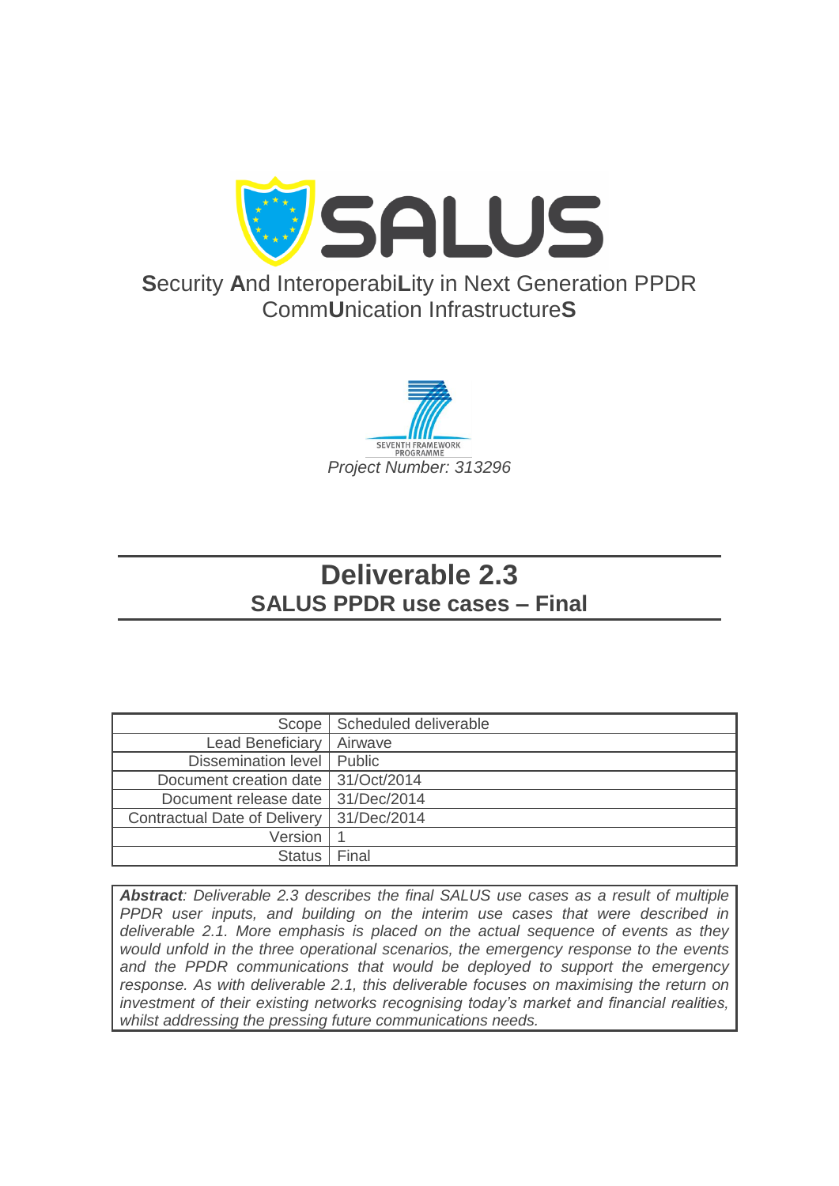# SALUS

**S**ecurity **A**nd Interoperabi**L**ity in Next Generation PPDR Comm**U**nication Infrastructure**S**

SEVENTH FRAMEWORK PROGRAMME

*Project Number: 313296*

# Deliverable 2.3

## SALUS PPDR use cases – Final

| | |
|---|---|
| Scope | Scheduled deliverable |
| Lead Beneficiary | Airwave |
| Dissemination level | Public |
| Document creation date | 31/Oct/2014 |
| Document release date | 31/Dec/2014 |
| Contractual Date of Delivery | 31/Dec/2014 |
| Version | 1 |
| Status | Final |

***Abstract****: Deliverable 2.3 describes the final SALUS use cases as a result of multiple PPDR user inputs, and building on the interim use cases that were described in deliverable 2.1. More emphasis is placed on the actual sequence of events as they would unfold in the three operational scenarios, the emergency response to the events and the PPDR communications that would be deployed to support the emergency response. As with deliverable 2.1, this deliverable focuses on maximising the return on investment of their existing networks recognising today's market and financial realities, whilst addressing the pressing future communications needs.*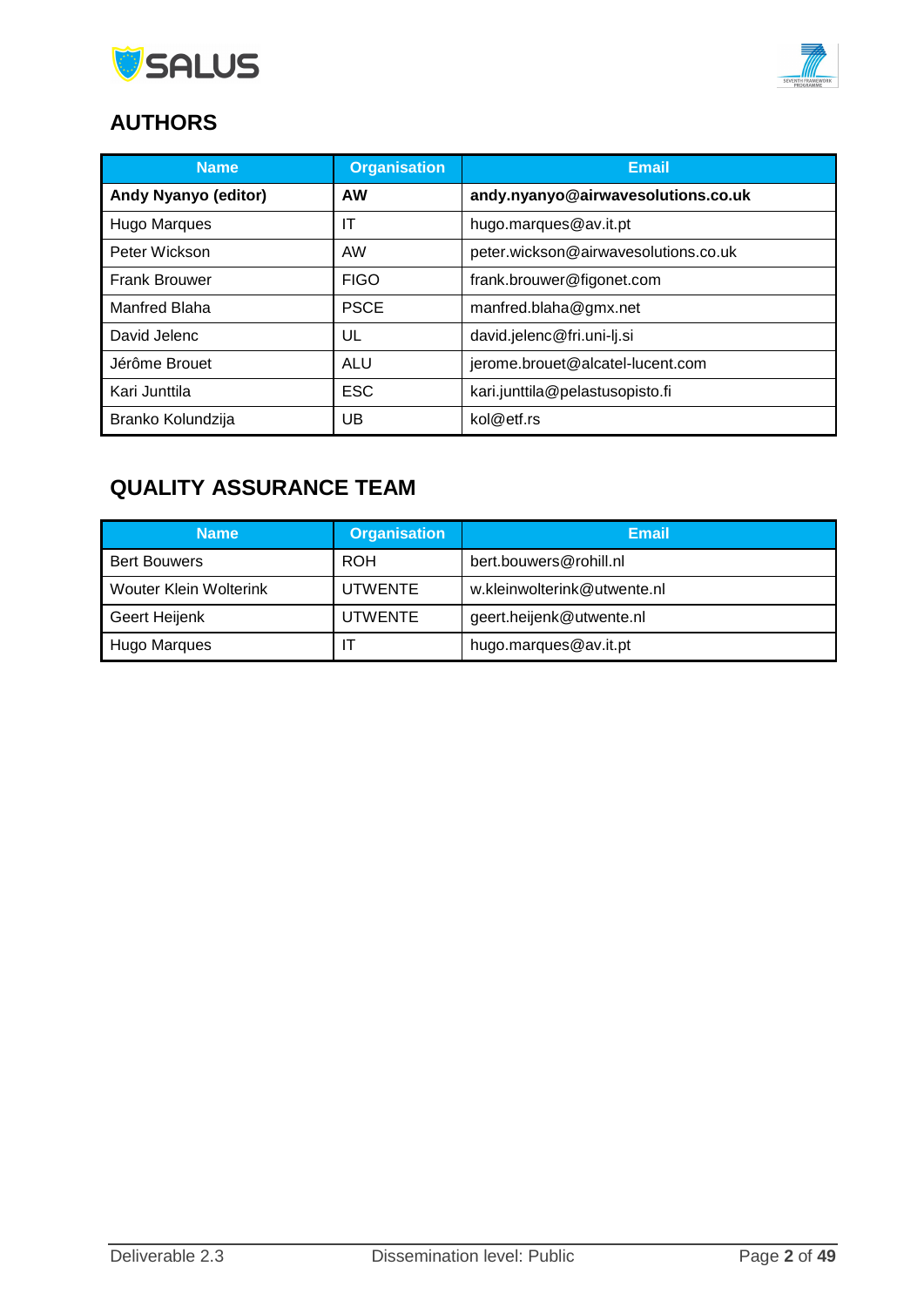## AUTHORS

| Name | Organisation | Email |
|---|---|---|
| **Andy Nyanyo (editor)** | **AW** | **andy.nyanyo@airwavesolutions.co.uk** |
| Hugo Marques | IT | hugo.marques@av.it.pt |
| Peter Wickson | AW | peter.wickson@airwavesolutions.co.uk |
| Frank Brouwer | FIGO | frank.brouwer@figonet.com |
| Manfred Blaha | PSCE | manfred.blaha@gmx.net |
| David Jelenc | UL | david.jelenc@fri.uni-lj.si |
| Jérôme Brouet | ALU | jerome.brouet@alcatel-lucent.com |
| Kari Junttila | ESC | kari.junttila@pelastusopisto.fi |
| Branko Kolundzija | UB | kol@etf.rs |

## QUALITY ASSURANCE TEAM

| Name | Organisation | Email |
|---|---|---|
| Bert Bouwers | ROH | bert.bouwers@rohill.nl |
| Wouter Klein Wolterink | UTWENTE | w.kleinwolterink@utwente.nl |
| Geert Heijenk | UTWENTE | geert.heijenk@utwente.nl |
| Hugo Marques | IT | hugo.marques@av.it.pt |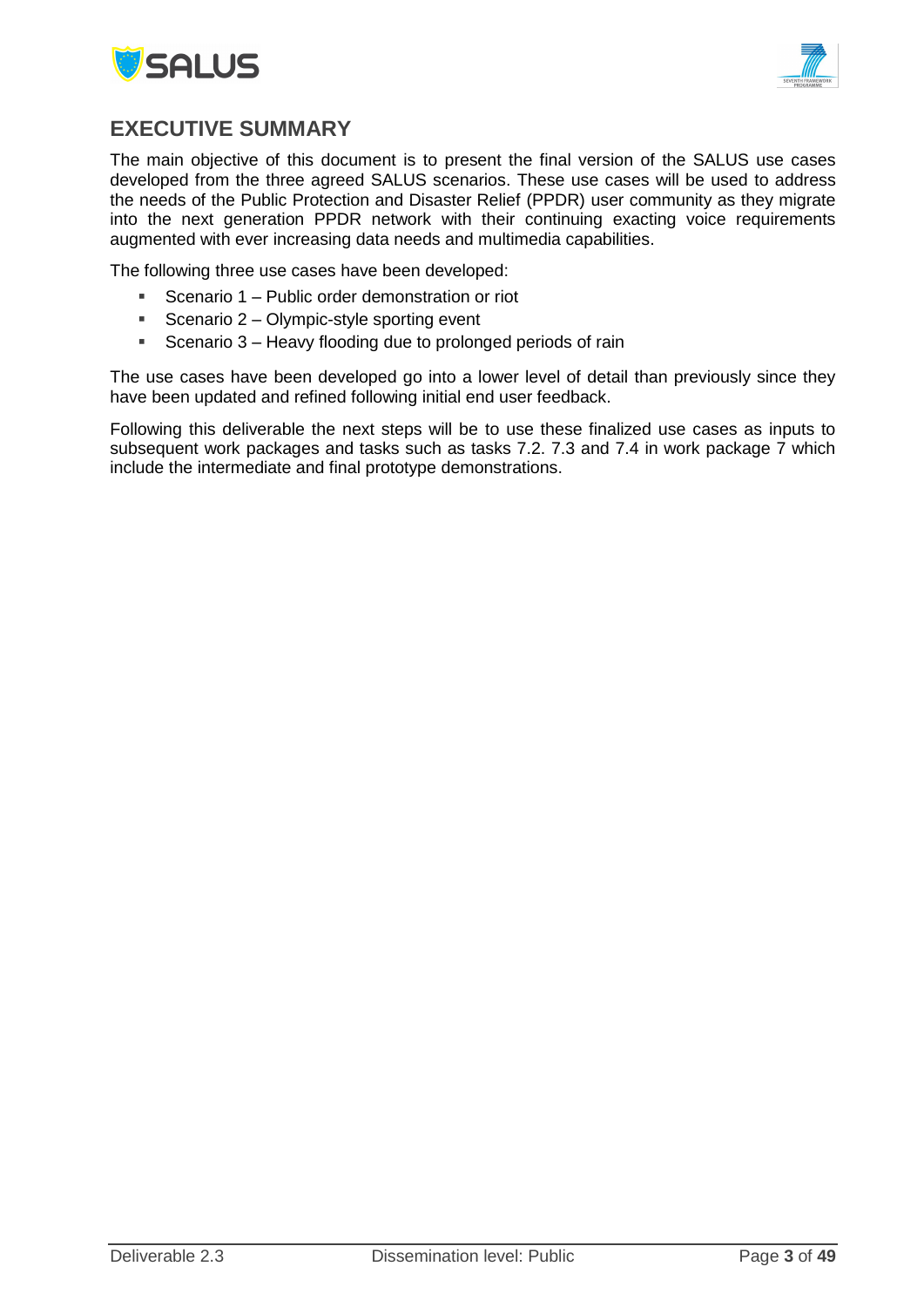## EXECUTIVE SUMMARY

The main objective of this document is to present the final version of the SALUS use cases developed from the three agreed SALUS scenarios. These use cases will be used to address the needs of the Public Protection and Disaster Relief (PPDR) user community as they migrate into the next generation PPDR network with their continuing exacting voice requirements augmented with ever increasing data needs and multimedia capabilities.

The following three use cases have been developed:

- Scenario 1 – Public order demonstration or riot
- Scenario 2 – Olympic-style sporting event
- Scenario 3 – Heavy flooding due to prolonged periods of rain

The use cases have been developed go into a lower level of detail than previously since they have been updated and refined following initial end user feedback.

Following this deliverable the next steps will be to use these finalized use cases as inputs to subsequent work packages and tasks such as tasks 7.2. 7.3 and 7.4 in work package 7 which include the intermediate and final prototype demonstrations.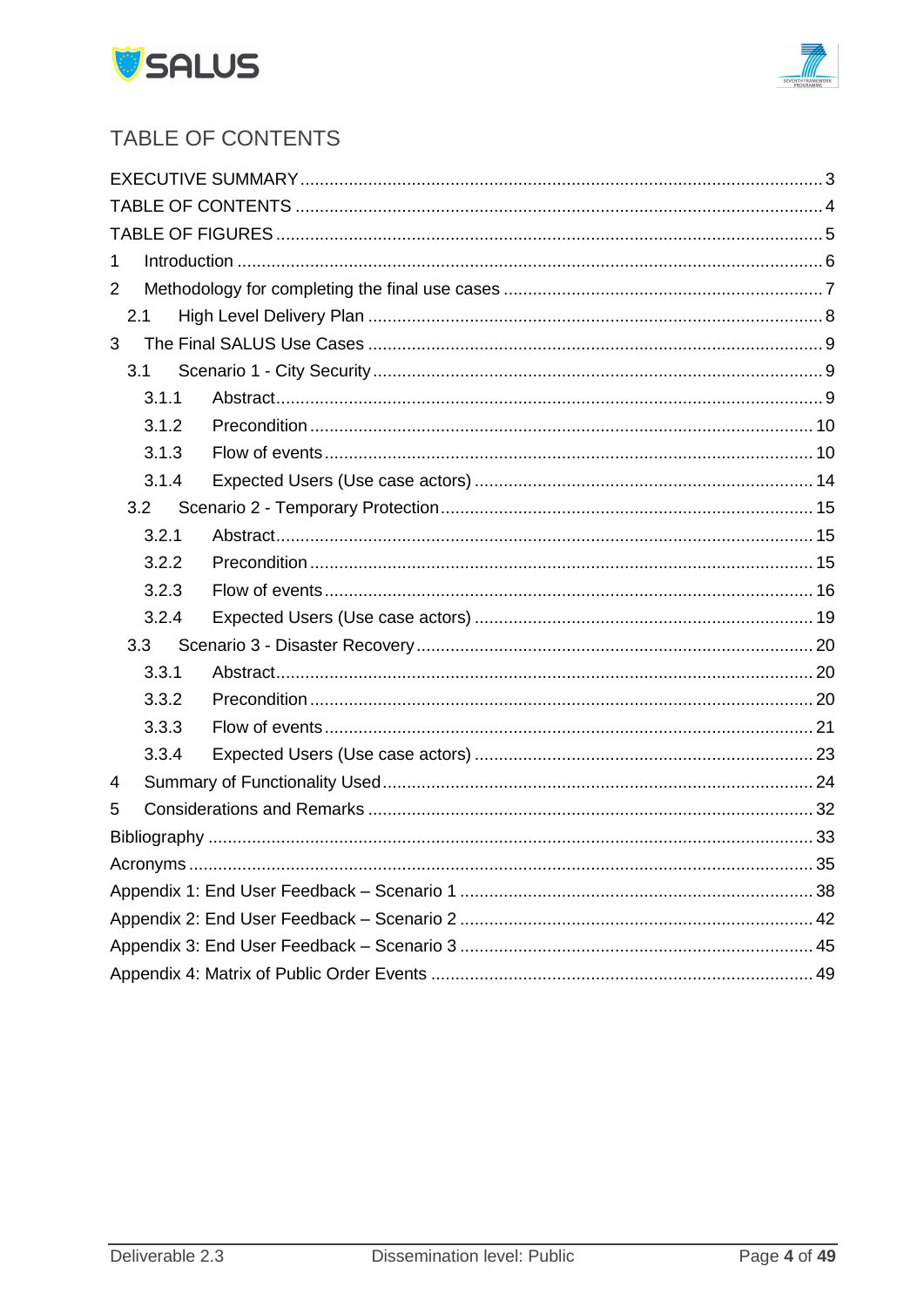# TABLE OF CONTENTS

EXECUTIVE SUMMARY ........................................................................................................ 3

TABLE OF CONTENTS ........................................................................................................ 4

TABLE OF FIGURES ........................................................................................................ 5

1 Introduction ........................................................................................................ 6

2 Methodology for completing the final use cases ........................................................................................................ 7

  2.1 High Level Delivery Plan ........................................................................................................ 8

3 The Final SALUS Use Cases ........................................................................................................ 9

  3.1 Scenario 1 - City Security ........................................................................................................ 9

    3.1.1 Abstract ........................................................................................................ 9

    3.1.2 Precondition ........................................................................................................ 10

    3.1.3 Flow of events ........................................................................................................ 10

    3.1.4 Expected Users (Use case actors) ........................................................................................................ 14

  3.2 Scenario 2 - Temporary Protection ........................................................................................................ 15

    3.2.1 Abstract ........................................................................................................ 15

    3.2.2 Precondition ........................................................................................................ 15

    3.2.3 Flow of events ........................................................................................................ 16

    3.2.4 Expected Users (Use case actors) ........................................................................................................ 19

  3.3 Scenario 3 - Disaster Recovery ........................................................................................................ 20

    3.3.1 Abstract ........................................................................................................ 20

    3.3.2 Precondition ........................................................................................................ 20

    3.3.3 Flow of events ........................................................................................................ 21

    3.3.4 Expected Users (Use case actors) ........................................................................................................ 23

4 Summary of Functionality Used ........................................................................................................ 24

5 Considerations and Remarks ........................................................................................................ 32

Bibliography ........................................................................................................ 33

Acronyms ........................................................................................................ 35

Appendix 1: End User Feedback – Scenario 1 ........................................................................................................ 38

Appendix 2: End User Feedback – Scenario 2 ........................................................................................................ 42

Appendix 3: End User Feedback – Scenario 3 ........................................................................................................ 45

Appendix 4: Matrix of Public Order Events ........................................................................................................ 49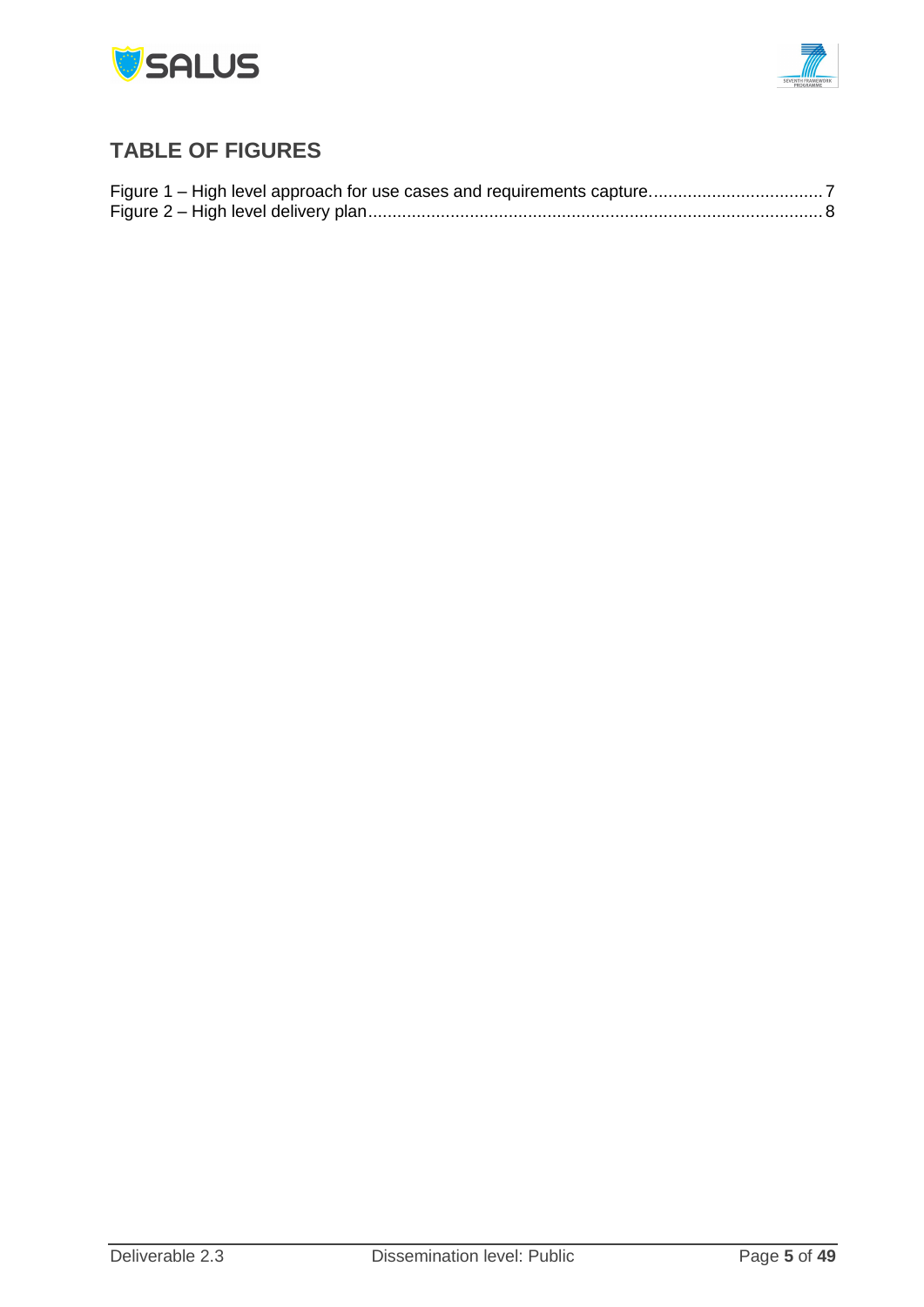## TABLE OF FIGURES

Figure 1 – High level approach for use cases and requirements capture................................... 7
Figure 2 – High level delivery plan............................................................................................ 8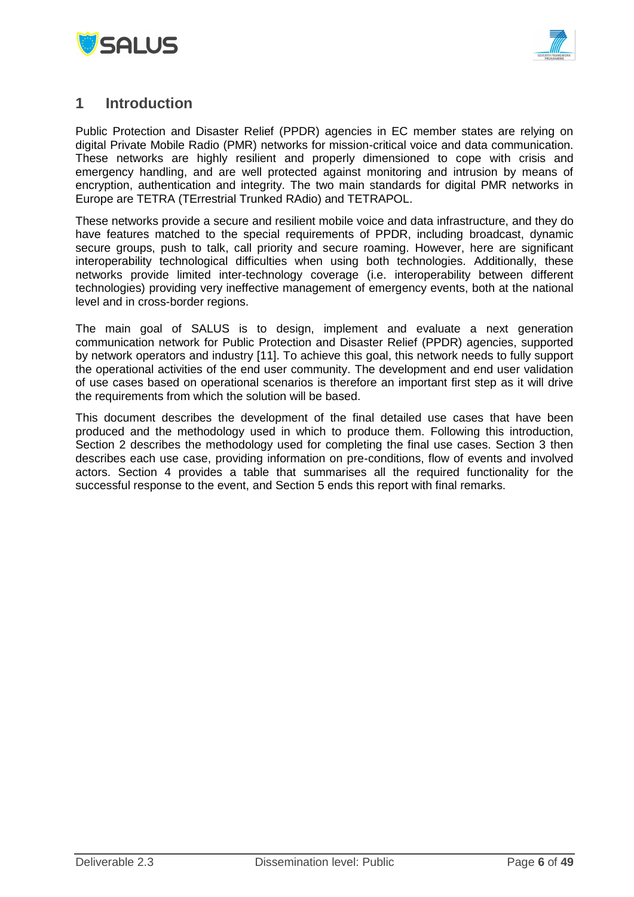# 1 Introduction

Public Protection and Disaster Relief (PPDR) agencies in EC member states are relying on digital Private Mobile Radio (PMR) networks for mission-critical voice and data communication. These networks are highly resilient and properly dimensioned to cope with crisis and emergency handling, and are well protected against monitoring and intrusion by means of encryption, authentication and integrity. The two main standards for digital PMR networks in Europe are TETRA (TErrestrial Trunked RAdio) and TETRAPOL.

These networks provide a secure and resilient mobile voice and data infrastructure, and they do have features matched to the special requirements of PPDR, including broadcast, dynamic secure groups, push to talk, call priority and secure roaming. However, here are significant interoperability technological difficulties when using both technologies. Additionally, these networks provide limited inter-technology coverage (i.e. interoperability between different technologies) providing very ineffective management of emergency events, both at the national level and in cross-border regions.

The main goal of SALUS is to design, implement and evaluate a next generation communication network for Public Protection and Disaster Relief (PPDR) agencies, supported by network operators and industry [11]. To achieve this goal, this network needs to fully support the operational activities of the end user community. The development and end user validation of use cases based on operational scenarios is therefore an important first step as it will drive the requirements from which the solution will be based.

This document describes the development of the final detailed use cases that have been produced and the methodology used in which to produce them. Following this introduction, Section 2 describes the methodology used for completing the final use cases. Section 3 then describes each use case, providing information on pre-conditions, flow of events and involved actors. Section 4 provides a table that summarises all the required functionality for the successful response to the event, and Section 5 ends this report with final remarks.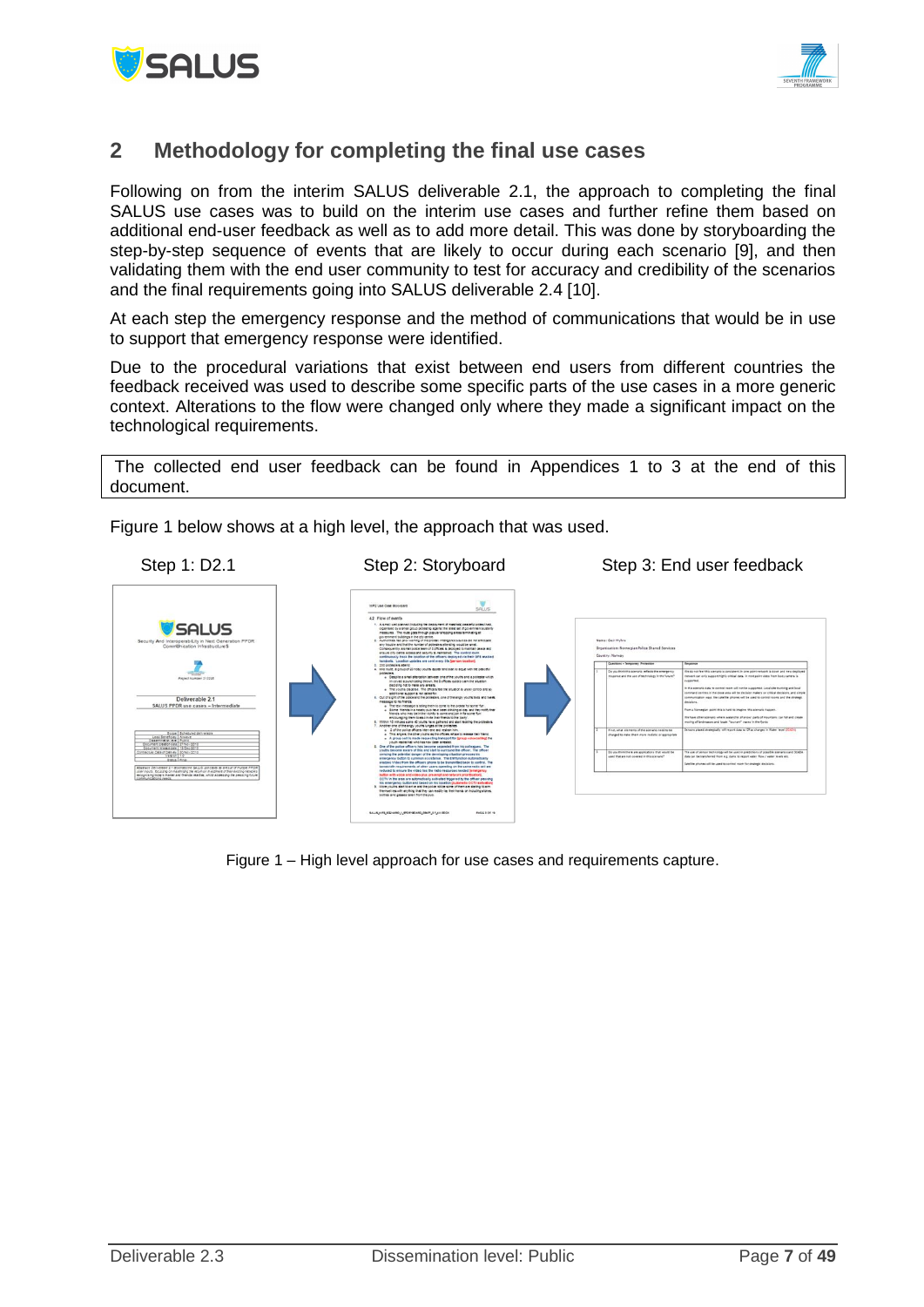## 2 Methodology for completing the final use cases

Following on from the interim SALUS deliverable 2.1, the approach to completing the final SALUS use cases was to build on the interim use cases and further refine them based on additional end-user feedback as well as to add more detail. This was done by storyboarding the step-by-step sequence of events that are likely to occur during each scenario [9], and then validating them with the end user community to test for accuracy and credibility of the scenarios and the final requirements going into SALUS deliverable 2.4 [10].

At each step the emergency response and the method of communications that would be in use to support that emergency response were identified.

Due to the procedural variations that exist between end users from different countries the feedback received was used to describe some specific parts of the use cases in a more generic context. Alterations to the flow were changed only where they made a significant impact on the technological requirements.

> The collected end user feedback can be found in Appendices 1 to 3 at the end of this document.

Figure 1 below shows at a high level, the approach that was used.

Step 1: D2.1 &nbsp;&nbsp;&nbsp; Step 2: Storyboard &nbsp;&nbsp;&nbsp; Step 3: End user feedback

Figure 1 – High level approach for use cases and requirements capture.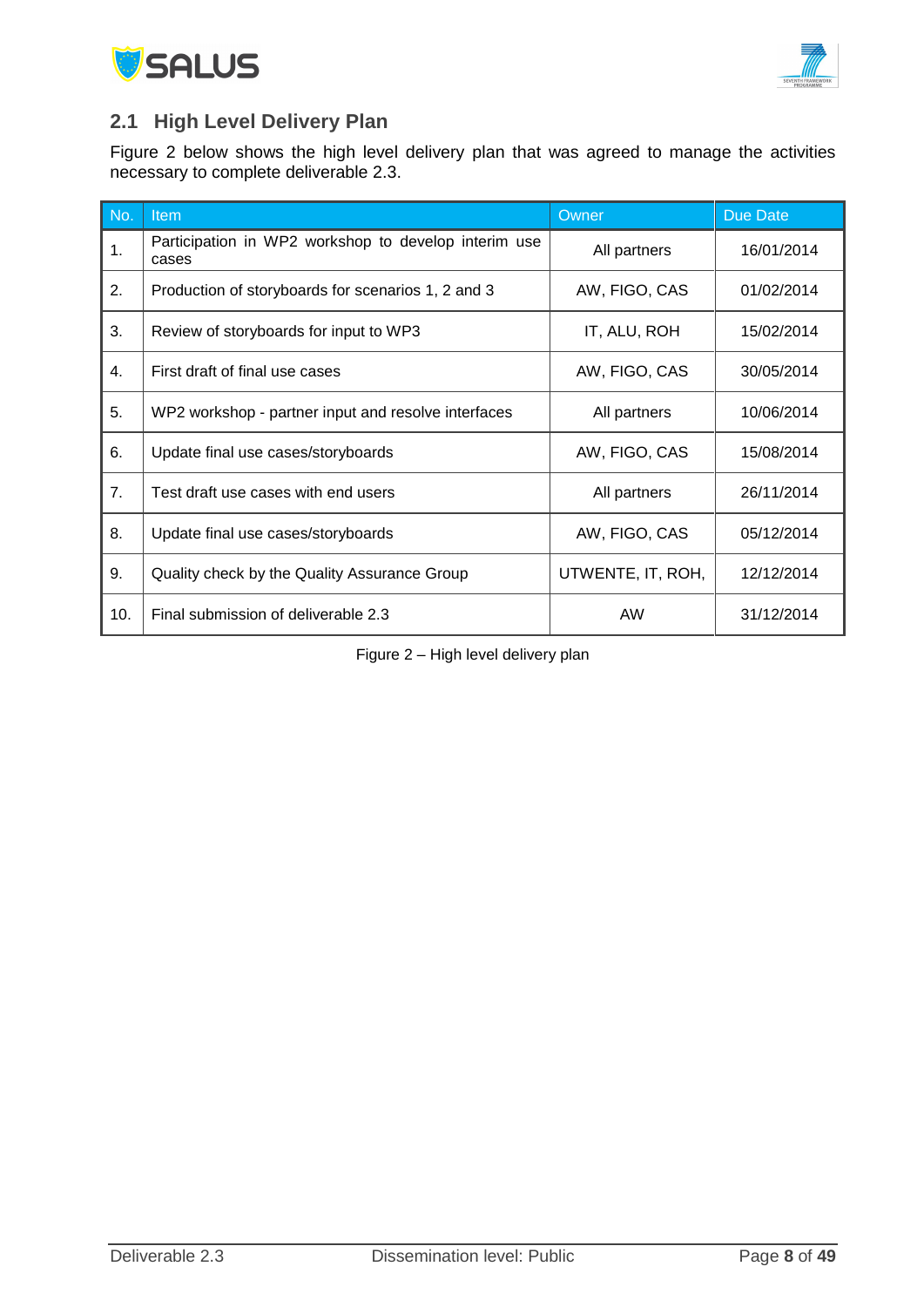## 2.1 High Level Delivery Plan

Figure 2 below shows the high level delivery plan that was agreed to manage the activities necessary to complete deliverable 2.3.

| No. | Item | Owner | Due Date |
|---|---|---|---|
| 1. | Participation in WP2 workshop to develop interim use cases | All partners | 16/01/2014 |
| 2. | Production of storyboards for scenarios 1, 2 and 3 | AW, FIGO, CAS | 01/02/2014 |
| 3. | Review of storyboards for input to WP3 | IT, ALU, ROH | 15/02/2014 |
| 4. | First draft of final use cases | AW, FIGO, CAS | 30/05/2014 |
| 5. | WP2 workshop - partner input and resolve interfaces | All partners | 10/06/2014 |
| 6. | Update final use cases/storyboards | AW, FIGO, CAS | 15/08/2014 |
| 7. | Test draft use cases with end users | All partners | 26/11/2014 |
| 8. | Update final use cases/storyboards | AW, FIGO, CAS | 05/12/2014 |
| 9. | Quality check by the Quality Assurance Group | UTWENTE, IT, ROH, | 12/12/2014 |
| 10. | Final submission of deliverable 2.3 | AW | 31/12/2014 |

Figure 2 – High level delivery plan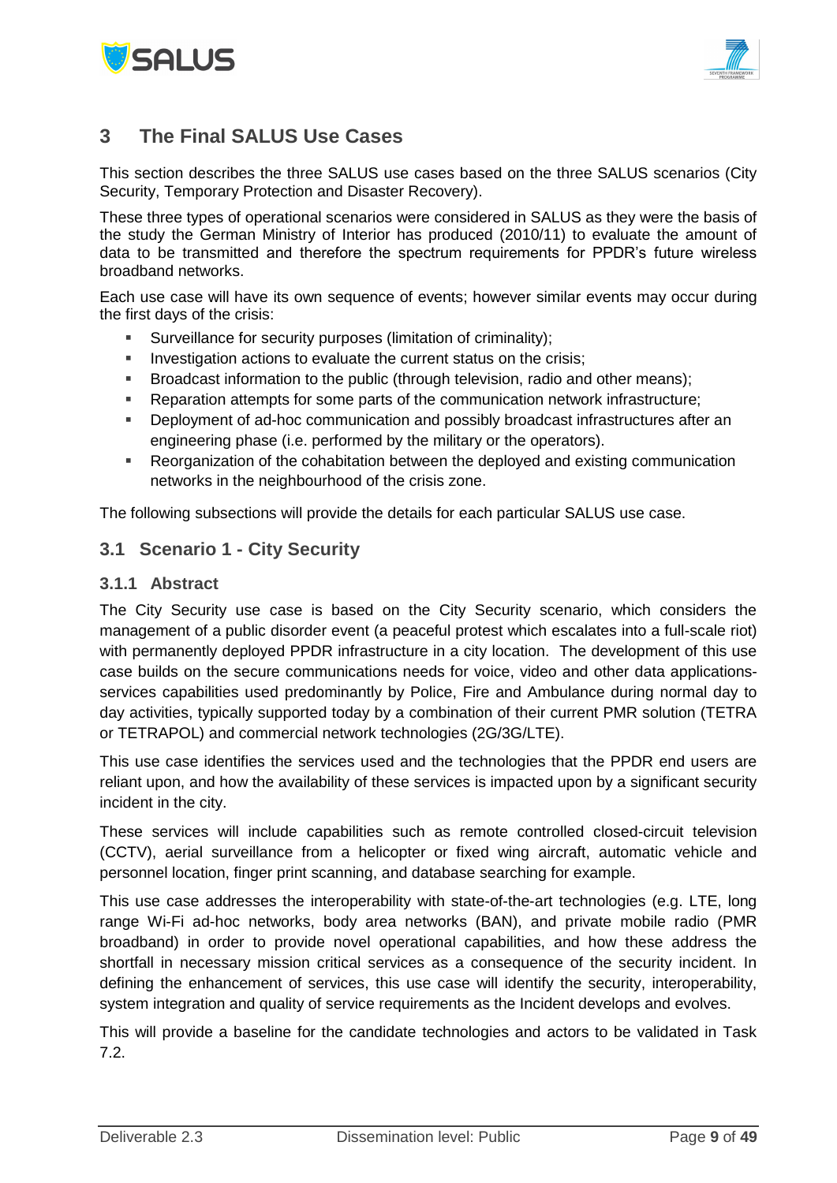# 3 The Final SALUS Use Cases

This section describes the three SALUS use cases based on the three SALUS scenarios (City Security, Temporary Protection and Disaster Recovery).

These three types of operational scenarios were considered in SALUS as they were the basis of the study the German Ministry of Interior has produced (2010/11) to evaluate the amount of data to be transmitted and therefore the spectrum requirements for PPDR's future wireless broadband networks.

Each use case will have its own sequence of events; however similar events may occur during the first days of the crisis:

- Surveillance for security purposes (limitation of criminality);
- Investigation actions to evaluate the current status on the crisis;
- Broadcast information to the public (through television, radio and other means);
- Reparation attempts for some parts of the communication network infrastructure;
- Deployment of ad-hoc communication and possibly broadcast infrastructures after an engineering phase (i.e. performed by the military or the operators).
- Reorganization of the cohabitation between the deployed and existing communication networks in the neighbourhood of the crisis zone.

The following subsections will provide the details for each particular SALUS use case.

## 3.1 Scenario 1 - City Security

### 3.1.1 Abstract

The City Security use case is based on the City Security scenario, which considers the management of a public disorder event (a peaceful protest which escalates into a full-scale riot) with permanently deployed PPDR infrastructure in a city location. The development of this use case builds on the secure communications needs for voice, video and other data applications-services capabilities used predominantly by Police, Fire and Ambulance during normal day to day activities, typically supported today by a combination of their current PMR solution (TETRA or TETRAPOL) and commercial network technologies (2G/3G/LTE).

This use case identifies the services used and the technologies that the PPDR end users are reliant upon, and how the availability of these services is impacted upon by a significant security incident in the city.

These services will include capabilities such as remote controlled closed-circuit television (CCTV), aerial surveillance from a helicopter or fixed wing aircraft, automatic vehicle and personnel location, finger print scanning, and database searching for example.

This use case addresses the interoperability with state-of-the-art technologies (e.g. LTE, long range Wi-Fi ad-hoc networks, body area networks (BAN), and private mobile radio (PMR broadband) in order to provide novel operational capabilities, and how these address the shortfall in necessary mission critical services as a consequence of the security incident. In defining the enhancement of services, this use case will identify the security, interoperability, system integration and quality of service requirements as the Incident develops and evolves.

This will provide a baseline for the candidate technologies and actors to be validated in Task 7.2.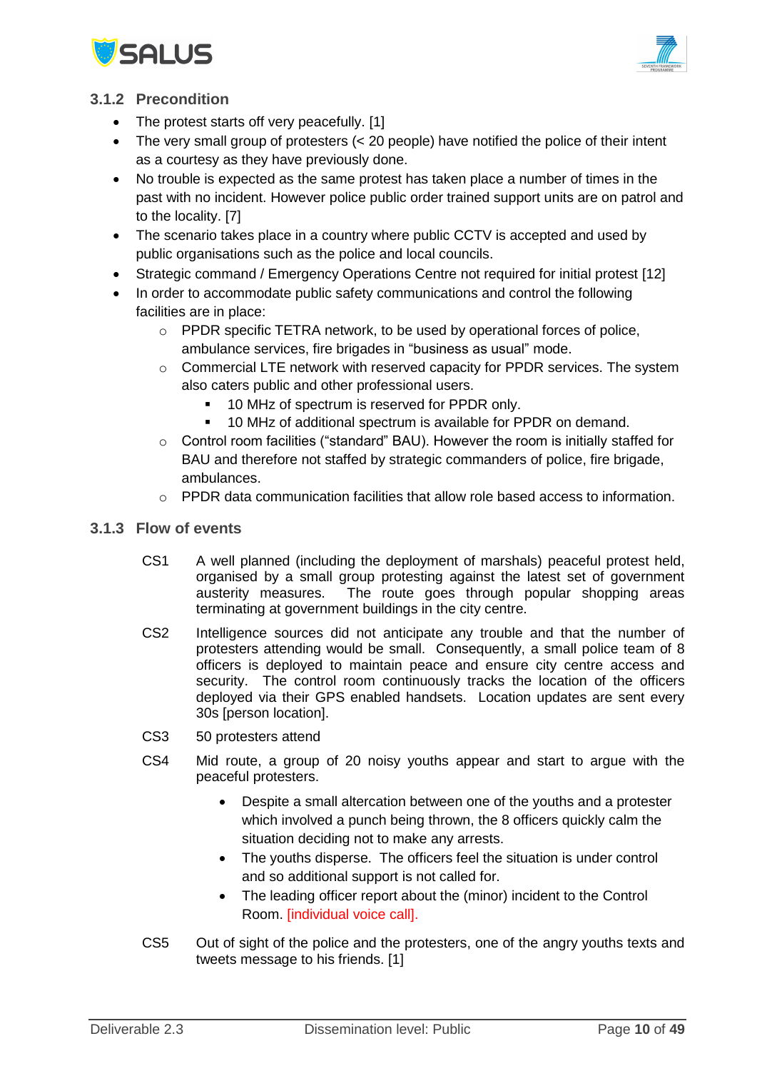### 3.1.2 Precondition

- The protest starts off very peacefully. [1]
- The very small group of protesters (< 20 people) have notified the police of their intent as a courtesy as they have previously done.
- No trouble is expected as the same protest has taken place a number of times in the past with no incident. However police public order trained support units are on patrol and to the locality. [7]
- The scenario takes place in a country where public CCTV is accepted and used by public organisations such as the police and local councils.
- Strategic command / Emergency Operations Centre not required for initial protest [12]
- In order to accommodate public safety communications and control the following facilities are in place:
  - PPDR specific TETRA network, to be used by operational forces of police, ambulance services, fire brigades in "business as usual" mode.
  - Commercial LTE network with reserved capacity for PPDR services. The system also caters public and other professional users.
    - 10 MHz of spectrum is reserved for PPDR only.
    - 10 MHz of additional spectrum is available for PPDR on demand.
  - Control room facilities ("standard" BAU). However the room is initially staffed for BAU and therefore not staffed by strategic commanders of police, fire brigade, ambulances.
  - PPDR data communication facilities that allow role based access to information.

### 3.1.3 Flow of events

CS1 A well planned (including the deployment of marshals) peaceful protest held, organised by a small group protesting against the latest set of government austerity measures. The route goes through popular shopping areas terminating at government buildings in the city centre.

CS2 Intelligence sources did not anticipate any trouble and that the number of protesters attending would be small. Consequently, a small police team of 8 officers is deployed to maintain peace and ensure city centre access and security. The control room continuously tracks the location of the officers deployed via their GPS enabled handsets. Location updates are sent every 30s [person location].

CS3 50 protesters attend

CS4 Mid route, a group of 20 noisy youths appear and start to argue with the peaceful protesters.

- Despite a small altercation between one of the youths and a protester which involved a punch being thrown, the 8 officers quickly calm the situation deciding not to make any arrests.
- The youths disperse. The officers feel the situation is under control and so additional support is not called for.
- The leading officer report about the (minor) incident to the Control Room. [individual voice call].

CS5 Out of sight of the police and the protesters, one of the angry youths texts and tweets message to his friends. [1]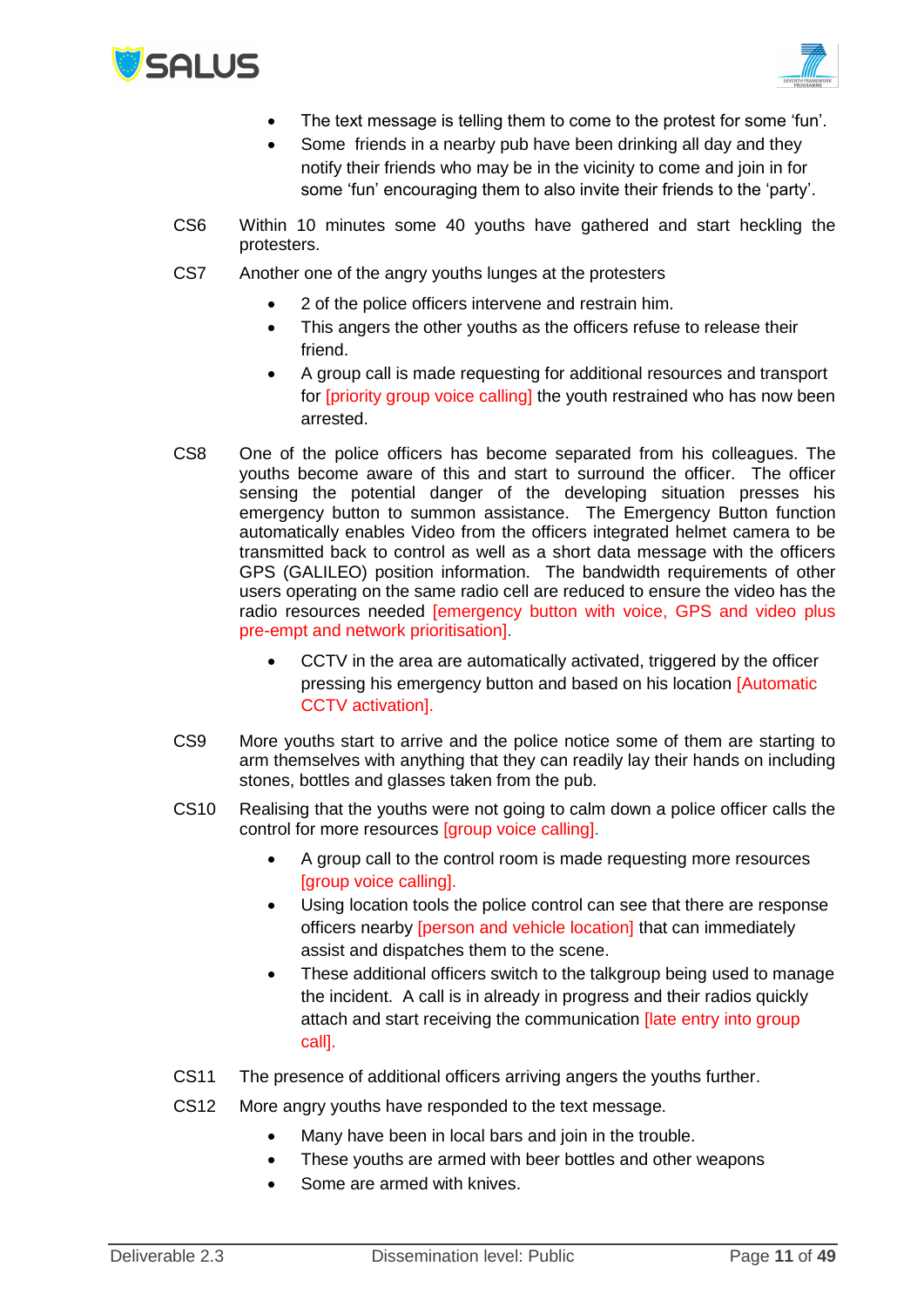- The text message is telling them to come to the protest for some ‘fun’.
- Some friends in a nearby pub have been drinking all day and they notify their friends who may be in the vicinity to come and join in for some ‘fun’ encouraging them to also invite their friends to the ‘party’.

CS6 Within 10 minutes some 40 youths have gathered and start heckling the protesters.

CS7 Another one of the angry youths lunges at the protesters

- 2 of the police officers intervene and restrain him.
- This angers the other youths as the officers refuse to release their friend.
- A group call is made requesting for additional resources and transport for [priority group voice calling] the youth restrained who has now been arrested.

CS8 One of the police officers has become separated from his colleagues. The youths become aware of this and start to surround the officer. The officer sensing the potential danger of the developing situation presses his emergency button to summon assistance. The Emergency Button function automatically enables Video from the officers integrated helmet camera to be transmitted back to control as well as a short data message with the officers GPS (GALILEO) position information. The bandwidth requirements of other users operating on the same radio cell are reduced to ensure the video has the radio resources needed [emergency button with voice, GPS and video plus pre-empt and network prioritisation].

- CCTV in the area are automatically activated, triggered by the officer pressing his emergency button and based on his location [Automatic CCTV activation].

CS9 More youths start to arrive and the police notice some of them are starting to arm themselves with anything that they can readily lay their hands on including stones, bottles and glasses taken from the pub.

CS10 Realising that the youths were not going to calm down a police officer calls the control for more resources [group voice calling].

- A group call to the control room is made requesting more resources [group voice calling].
- Using location tools the police control can see that there are response officers nearby [person and vehicle location] that can immediately assist and dispatches them to the scene.
- These additional officers switch to the talkgroup being used to manage the incident. A call is in already in progress and their radios quickly attach and start receiving the communication [late entry into group call].

CS11 The presence of additional officers arriving angers the youths further.

CS12 More angry youths have responded to the text message.

- Many have been in local bars and join in the trouble.
- These youths are armed with beer bottles and other weapons
- Some are armed with knives.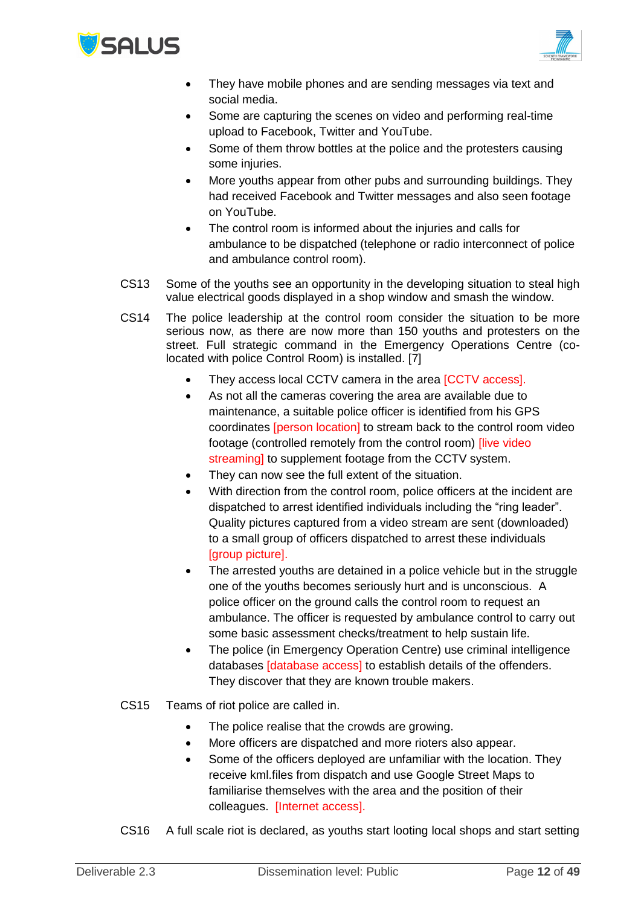- They have mobile phones and are sending messages via text and social media.
- Some are capturing the scenes on video and performing real-time upload to Facebook, Twitter and YouTube.
- Some of them throw bottles at the police and the protesters causing some injuries.
- More youths appear from other pubs and surrounding buildings. They had received Facebook and Twitter messages and also seen footage on YouTube.
- The control room is informed about the injuries and calls for ambulance to be dispatched (telephone or radio interconnect of police and ambulance control room).

CS13 Some of the youths see an opportunity in the developing situation to steal high value electrical goods displayed in a shop window and smash the window.

CS14 The police leadership at the control room consider the situation to be more serious now, as there are now more than 150 youths and protesters on the street. Full strategic command in the Emergency Operations Centre (co-located with police Control Room) is installed. [7]

- They access local CCTV camera in the area [CCTV access].
- As not all the cameras covering the area are available due to maintenance, a suitable police officer is identified from his GPS coordinates [person location] to stream back to the control room video footage (controlled remotely from the control room) [live video streaming] to supplement footage from the CCTV system.
- They can now see the full extent of the situation.
- With direction from the control room, police officers at the incident are dispatched to arrest identified individuals including the "ring leader". Quality pictures captured from a video stream are sent (downloaded) to a small group of officers dispatched to arrest these individuals [group picture].
- The arrested youths are detained in a police vehicle but in the struggle one of the youths becomes seriously hurt and is unconscious. A police officer on the ground calls the control room to request an ambulance. The officer is requested by ambulance control to carry out some basic assessment checks/treatment to help sustain life.
- The police (in Emergency Operation Centre) use criminal intelligence databases [database access] to establish details of the offenders. They discover that they are known trouble makers.

CS15 Teams of riot police are called in.

- The police realise that the crowds are growing.
- More officers are dispatched and more rioters also appear.
- Some of the officers deployed are unfamiliar with the location. They receive kml.files from dispatch and use Google Street Maps to familiarise themselves with the area and the position of their colleagues. [Internet access].

CS16 A full scale riot is declared, as youths start looting local shops and start setting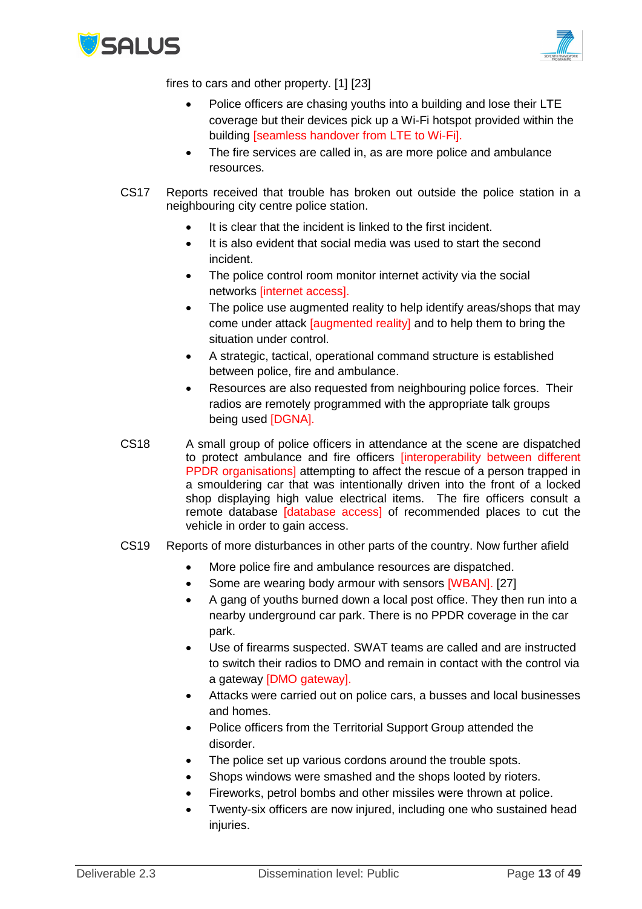fires to cars and other property. [1] [23]

- Police officers are chasing youths into a building and lose their LTE coverage but their devices pick up a Wi-Fi hotspot provided within the building [seamless handover from LTE to Wi-Fi].
- The fire services are called in, as are more police and ambulance resources.

CS17 Reports received that trouble has broken out outside the police station in a neighbouring city centre police station.

- It is clear that the incident is linked to the first incident.
- It is also evident that social media was used to start the second incident.
- The police control room monitor internet activity via the social networks [internet access].
- The police use augmented reality to help identify areas/shops that may come under attack [augmented reality] and to help them to bring the situation under control.
- A strategic, tactical, operational command structure is established between police, fire and ambulance.
- Resources are also requested from neighbouring police forces. Their radios are remotely programmed with the appropriate talk groups being used [DGNA].

CS18 A small group of police officers in attendance at the scene are dispatched to protect ambulance and fire officers [interoperability between different PPDR organisations] attempting to affect the rescue of a person trapped in a smouldering car that was intentionally driven into the front of a locked shop displaying high value electrical items. The fire officers consult a remote database [database access] of recommended places to cut the vehicle in order to gain access.

CS19 Reports of more disturbances in other parts of the country. Now further afield

- More police fire and ambulance resources are dispatched.
- Some are wearing body armour with sensors [WBAN]. [27]
- A gang of youths burned down a local post office. They then run into a nearby underground car park. There is no PPDR coverage in the car park.
- Use of firearms suspected. SWAT teams are called and are instructed to switch their radios to DMO and remain in contact with the control via a gateway [DMO gateway].
- Attacks were carried out on police cars, a busses and local businesses and homes.
- Police officers from the Territorial Support Group attended the disorder.
- The police set up various cordons around the trouble spots.
- Shops windows were smashed and the shops looted by rioters.
- Fireworks, petrol bombs and other missiles were thrown at police.
- Twenty-six officers are now injured, including one who sustained head injuries.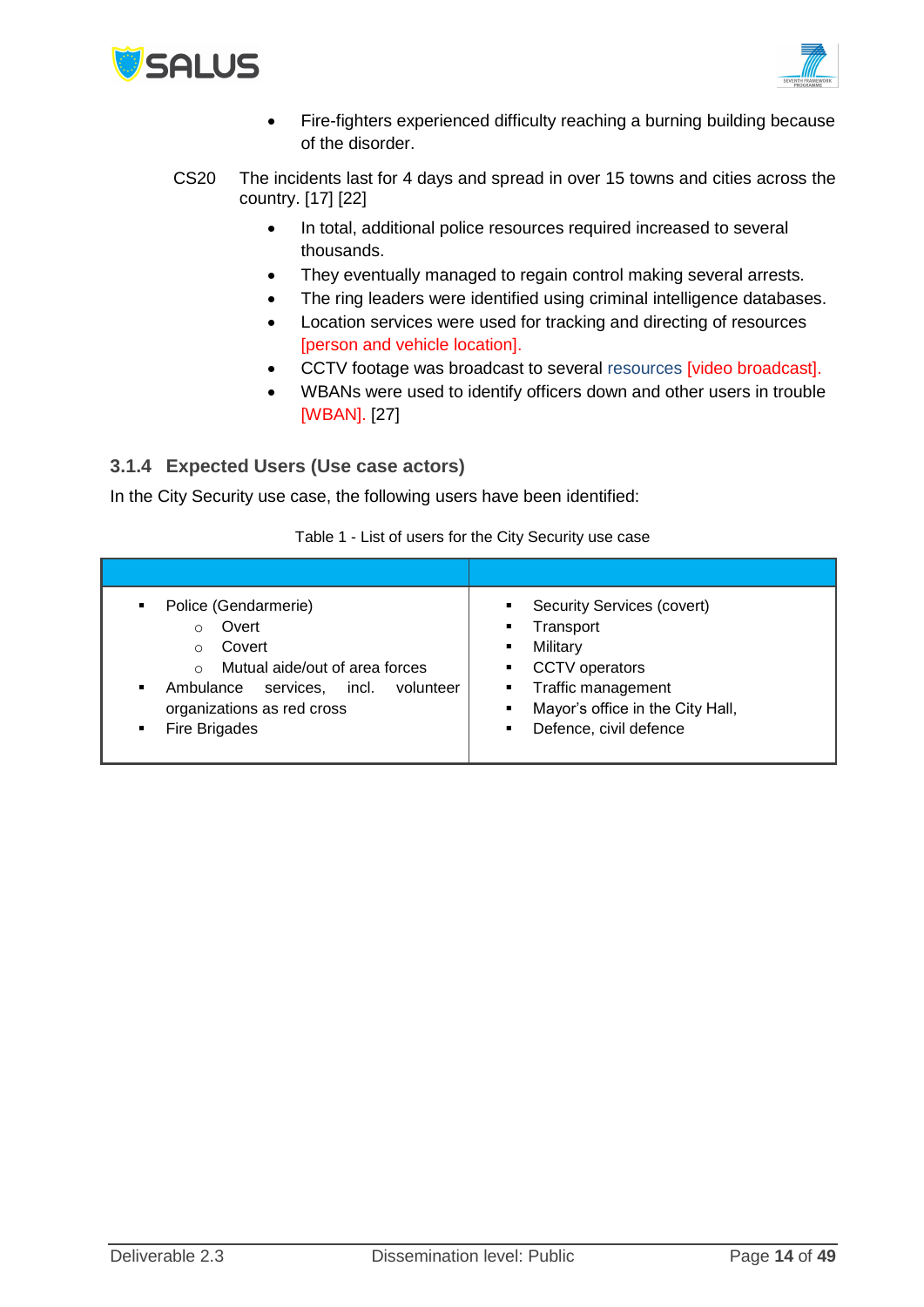- Fire-fighters experienced difficulty reaching a burning building because of the disorder.

CS20 The incidents last for 4 days and spread in over 15 towns and cities across the country. [17] [22]

- In total, additional police resources required increased to several thousands.
- They eventually managed to regain control making several arrests.
- The ring leaders were identified using criminal intelligence databases.
- Location services were used for tracking and directing of resources [person and vehicle location].
- CCTV footage was broadcast to several resources [video broadcast].
- WBANs were used to identify officers down and other users in trouble [WBAN]. [27]

### 3.1.4 Expected Users (Use case actors)

In the City Security use case, the following users have been identified:

Table 1 - List of users for the City Security use case

| | |
|---|---|
| ▪ Police (Gendarmerie)<br>  ○ Overt<br>  ○ Covert<br>  ○ Mutual aide/out of area forces<br>▪ Ambulance services, incl. volunteer organizations as red cross<br>▪ Fire Brigades | ▪ Security Services (covert)<br>▪ Transport<br>▪ Military<br>▪ CCTV operators<br>▪ Traffic management<br>▪ Mayor's office in the City Hall,<br>▪ Defence, civil defence |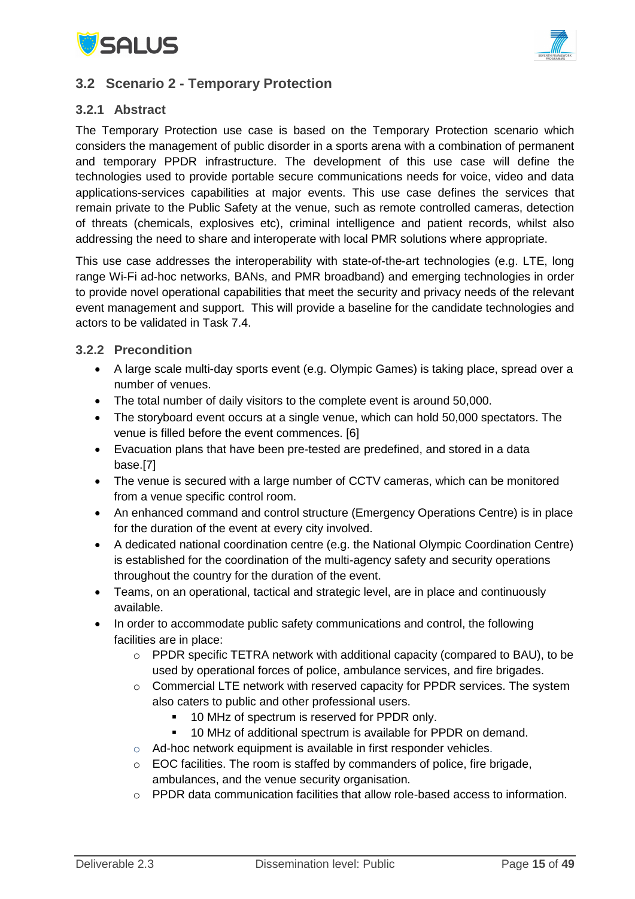## 3.2 Scenario 2 - Temporary Protection

### 3.2.1 Abstract

The Temporary Protection use case is based on the Temporary Protection scenario which considers the management of public disorder in a sports arena with a combination of permanent and temporary PPDR infrastructure. The development of this use case will define the technologies used to provide portable secure communications needs for voice, video and data applications-services capabilities at major events. This use case defines the services that remain private to the Public Safety at the venue, such as remote controlled cameras, detection of threats (chemicals, explosives etc), criminal intelligence and patient records, whilst also addressing the need to share and interoperate with local PMR solutions where appropriate.

This use case addresses the interoperability with state-of-the-art technologies (e.g. LTE, long range Wi-Fi ad-hoc networks, BANs, and PMR broadband) and emerging technologies in order to provide novel operational capabilities that meet the security and privacy needs of the relevant event management and support. This will provide a baseline for the candidate technologies and actors to be validated in Task 7.4.

### 3.2.2 Precondition

- A large scale multi-day sports event (e.g. Olympic Games) is taking place, spread over a number of venues.
- The total number of daily visitors to the complete event is around 50,000.
- The storyboard event occurs at a single venue, which can hold 50,000 spectators. The venue is filled before the event commences. [6]
- Evacuation plans that have been pre-tested are predefined, and stored in a data base.[7]
- The venue is secured with a large number of CCTV cameras, which can be monitored from a venue specific control room.
- An enhanced command and control structure (Emergency Operations Centre) is in place for the duration of the event at every city involved.
- A dedicated national coordination centre (e.g. the National Olympic Coordination Centre) is established for the coordination of the multi-agency safety and security operations throughout the country for the duration of the event.
- Teams, on an operational, tactical and strategic level, are in place and continuously available.
- In order to accommodate public safety communications and control, the following facilities are in place:
  - PPDR specific TETRA network with additional capacity (compared to BAU), to be used by operational forces of police, ambulance services, and fire brigades.
  - Commercial LTE network with reserved capacity for PPDR services. The system also caters to public and other professional users.
    - 10 MHz of spectrum is reserved for PPDR only.
    - 10 MHz of additional spectrum is available for PPDR on demand.
  - Ad-hoc network equipment is available in first responder vehicles.
  - EOC facilities. The room is staffed by commanders of police, fire brigade, ambulances, and the venue security organisation.
  - PPDR data communication facilities that allow role-based access to information.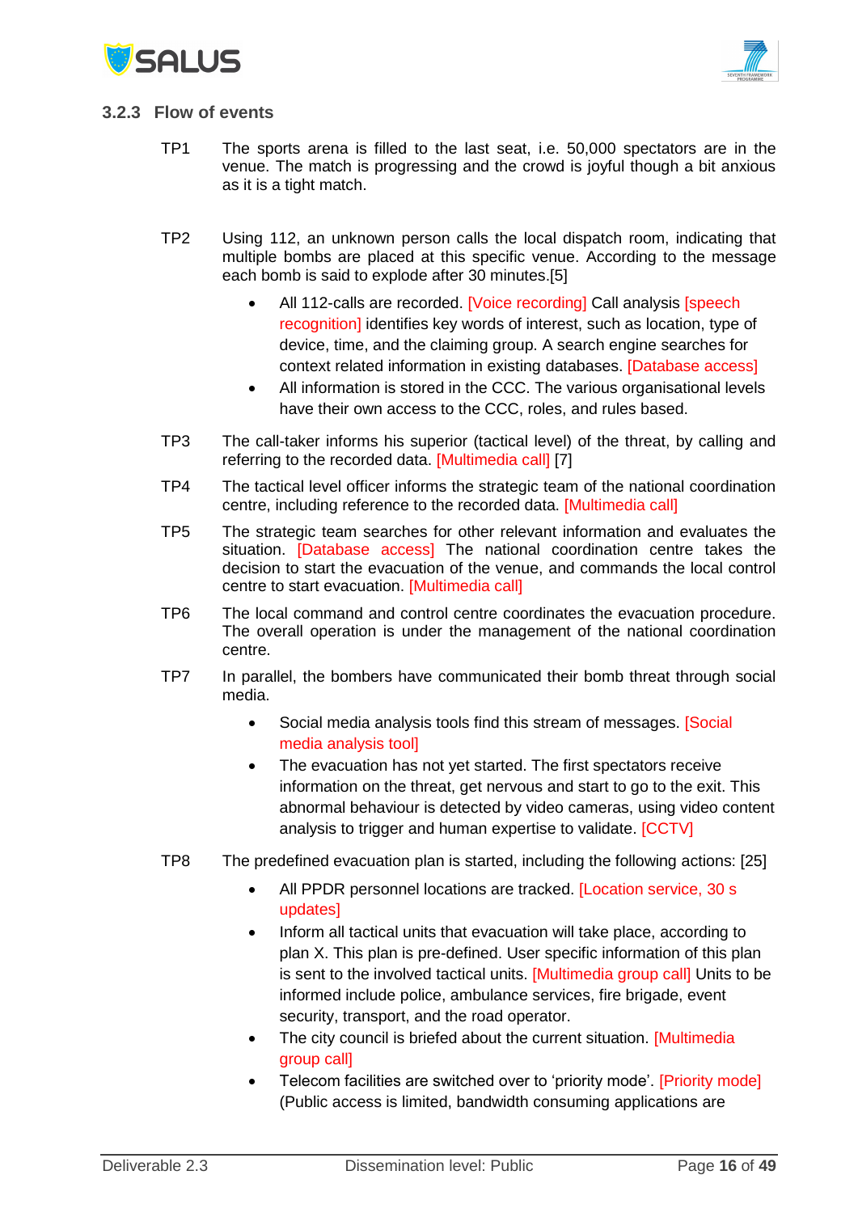### 3.2.3 Flow of events

TP1 The sports arena is filled to the last seat, i.e. 50,000 spectators are in the venue. The match is progressing and the crowd is joyful though a bit anxious as it is a tight match.

TP2 Using 112, an unknown person calls the local dispatch room, indicating that multiple bombs are placed at this specific venue. According to the message each bomb is said to explode after 30 minutes.[5]

- All 112-calls are recorded. [Voice recording] Call analysis [speech recognition] identifies key words of interest, such as location, type of device, time, and the claiming group. A search engine searches for context related information in existing databases. [Database access]
- All information is stored in the CCC. The various organisational levels have their own access to the CCC, roles, and rules based.

TP3 The call-taker informs his superior (tactical level) of the threat, by calling and referring to the recorded data. [Multimedia call] [7]

TP4 The tactical level officer informs the strategic team of the national coordination centre, including reference to the recorded data. [Multimedia call]

TP5 The strategic team searches for other relevant information and evaluates the situation. [Database access] The national coordination centre takes the decision to start the evacuation of the venue, and commands the local control centre to start evacuation. [Multimedia call]

TP6 The local command and control centre coordinates the evacuation procedure. The overall operation is under the management of the national coordination centre.

TP7 In parallel, the bombers have communicated their bomb threat through social media.

- Social media analysis tools find this stream of messages. [Social media analysis tool]
- The evacuation has not yet started. The first spectators receive information on the threat, get nervous and start to go to the exit. This abnormal behaviour is detected by video cameras, using video content analysis to trigger and human expertise to validate. [CCTV]

TP8 The predefined evacuation plan is started, including the following actions: [25]

- All PPDR personnel locations are tracked. [Location service, 30 s updates]
- Inform all tactical units that evacuation will take place, according to plan X. This plan is pre-defined. User specific information of this plan is sent to the involved tactical units. [Multimedia group call] Units to be informed include police, ambulance services, fire brigade, event security, transport, and the road operator.
- The city council is briefed about the current situation. [Multimedia group call]
- Telecom facilities are switched over to 'priority mode'. [Priority mode] (Public access is limited, bandwidth consuming applications are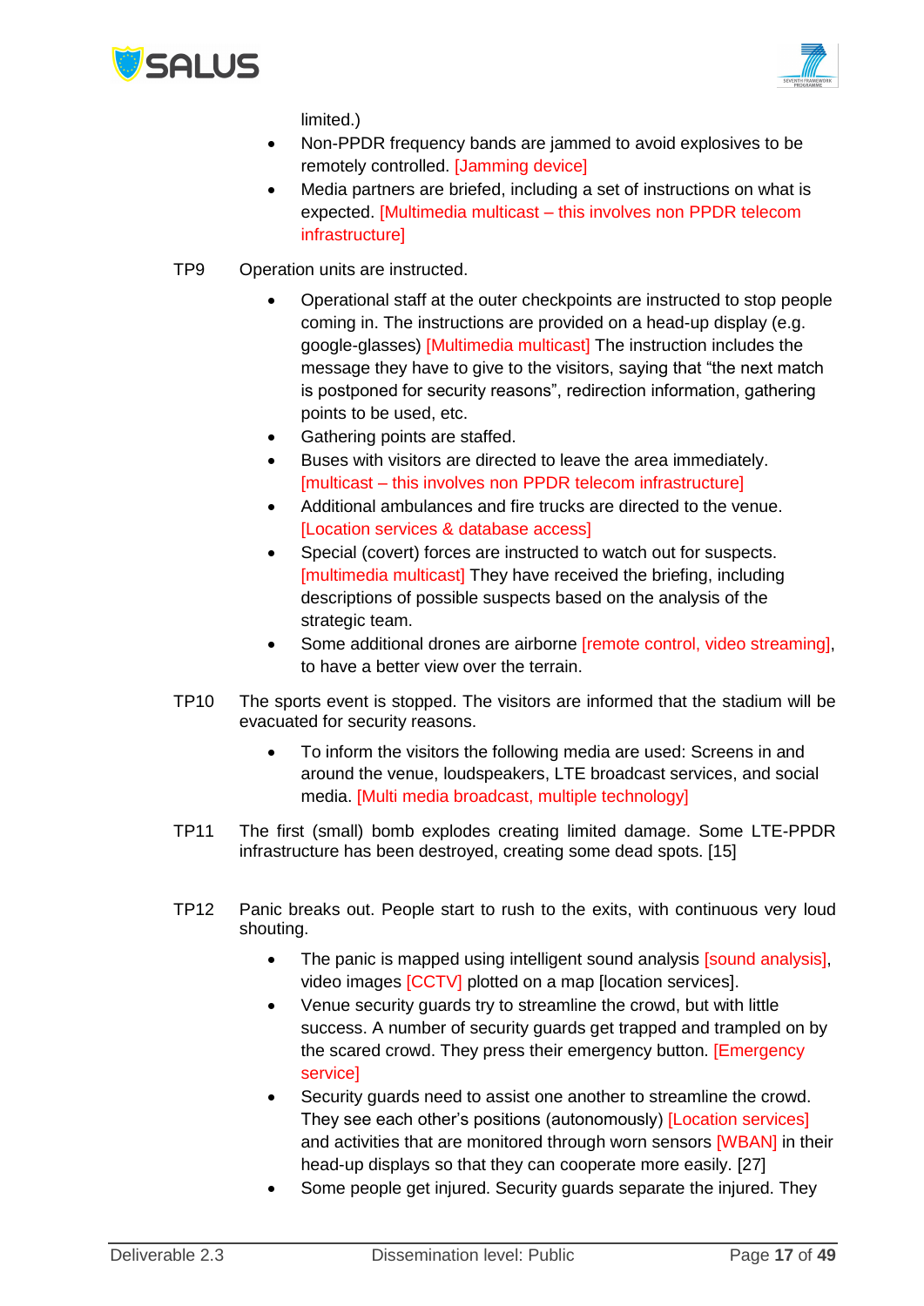limited.)

- Non-PPDR frequency bands are jammed to avoid explosives to be remotely controlled. [Jamming device]
- Media partners are briefed, including a set of instructions on what is expected. [Multimedia multicast – this involves non PPDR telecom infrastructure]

TP9 Operation units are instructed.

- Operational staff at the outer checkpoints are instructed to stop people coming in. The instructions are provided on a head-up display (e.g. google-glasses) [Multimedia multicast] The instruction includes the message they have to give to the visitors, saying that "the next match is postponed for security reasons", redirection information, gathering points to be used, etc.
- Gathering points are staffed.
- Buses with visitors are directed to leave the area immediately. [multicast – this involves non PPDR telecom infrastructure]
- Additional ambulances and fire trucks are directed to the venue. [Location services & database access]
- Special (covert) forces are instructed to watch out for suspects. [multimedia multicast] They have received the briefing, including descriptions of possible suspects based on the analysis of the strategic team.
- Some additional drones are airborne [remote control, video streaming], to have a better view over the terrain.

TP10 The sports event is stopped. The visitors are informed that the stadium will be evacuated for security reasons.

- To inform the visitors the following media are used: Screens in and around the venue, loudspeakers, LTE broadcast services, and social media. [Multi media broadcast, multiple technology]

TP11 The first (small) bomb explodes creating limited damage. Some LTE-PPDR infrastructure has been destroyed, creating some dead spots. [15]

TP12 Panic breaks out. People start to rush to the exits, with continuous very loud shouting.

- The panic is mapped using intelligent sound analysis [sound analysis], video images [CCTV] plotted on a map [location services].
- Venue security guards try to streamline the crowd, but with little success. A number of security guards get trapped and trampled on by the scared crowd. They press their emergency button. [Emergency service]
- Security guards need to assist one another to streamline the crowd. They see each other's positions (autonomously) [Location services] and activities that are monitored through worn sensors [WBAN] in their head-up displays so that they can cooperate more easily. [27]
- Some people get injured. Security guards separate the injured. They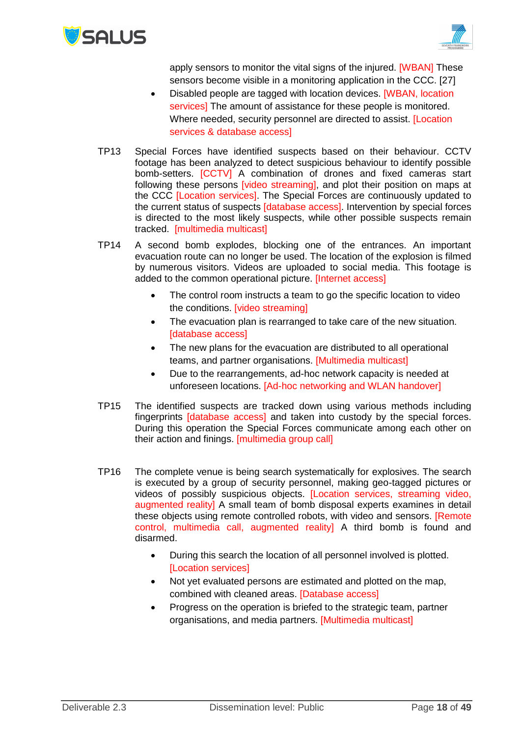apply sensors to monitor the vital signs of the injured. [WBAN] These sensors become visible in a monitoring application in the CCC. [27]

- Disabled people are tagged with location devices. [WBAN, location services] The amount of assistance for these people is monitored. Where needed, security personnel are directed to assist. [Location services & database access]

TP13 Special Forces have identified suspects based on their behaviour. CCTV footage has been analyzed to detect suspicious behaviour to identify possible bomb-setters. [CCTV] A combination of drones and fixed cameras start following these persons [video streaming], and plot their position on maps at the CCC [Location services]. The Special Forces are continuously updated to the current status of suspects [database access]. Intervention by special forces is directed to the most likely suspects, while other possible suspects remain tracked. [multimedia multicast]

TP14 A second bomb explodes, blocking one of the entrances. An important evacuation route can no longer be used. The location of the explosion is filmed by numerous visitors. Videos are uploaded to social media. This footage is added to the common operational picture. [Internet access]

- The control room instructs a team to go the specific location to video the conditions. [video streaming]
- The evacuation plan is rearranged to take care of the new situation. [database access]
- The new plans for the evacuation are distributed to all operational teams, and partner organisations. [Multimedia multicast]
- Due to the rearrangements, ad-hoc network capacity is needed at unforeseen locations. [Ad-hoc networking and WLAN handover]

TP15 The identified suspects are tracked down using various methods including fingerprints [database access] and taken into custody by the special forces. During this operation the Special Forces communicate among each other on their action and finings. [multimedia group call]

TP16 The complete venue is being search systematically for explosives. The search is executed by a group of security personnel, making geo-tagged pictures or videos of possibly suspicious objects. [Location services, streaming video, augmented reality] A small team of bomb disposal experts examines in detail these objects using remote controlled robots, with video and sensors. [Remote control, multimedia call, augmented reality] A third bomb is found and disarmed.

- During this search the location of all personnel involved is plotted. [Location services]
- Not yet evaluated persons are estimated and plotted on the map, combined with cleaned areas. [Database access]
- Progress on the operation is briefed to the strategic team, partner organisations, and media partners. [Multimedia multicast]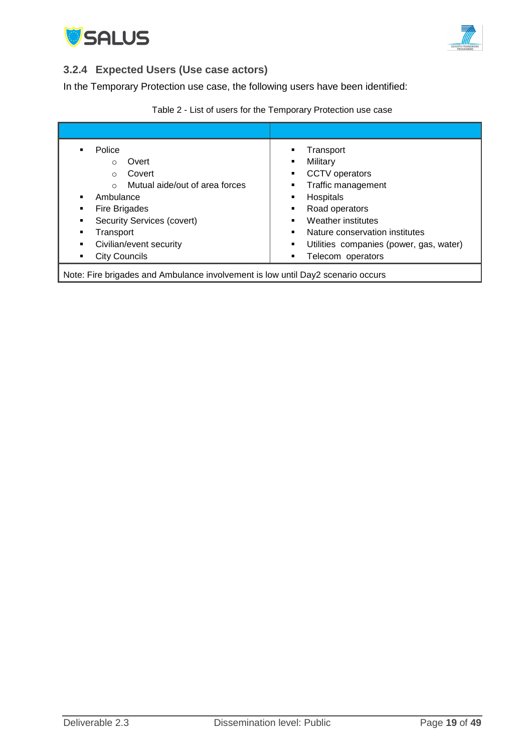### 3.2.4 Expected Users (Use case actors)

In the Temporary Protection use case, the following users have been identified:

Table 2 - List of users for the Temporary Protection use case

| | |
|---|---|
| ▪ Police<br>○ Overt<br>○ Covert<br>○ Mutual aide/out of area forces<br>▪ Ambulance<br>▪ Fire Brigades<br>▪ Security Services (covert)<br>▪ Transport<br>▪ Civilian/event security<br>▪ City Councils | ▪ Transport<br>▪ Military<br>▪ CCTV operators<br>▪ Traffic management<br>▪ Hospitals<br>▪ Road operators<br>▪ Weather institutes<br>▪ Nature conservation institutes<br>▪ Utilities companies (power, gas, water)<br>▪ Telecom operators |
| Note: Fire brigades and Ambulance involvement is low until Day2 scenario occurs | |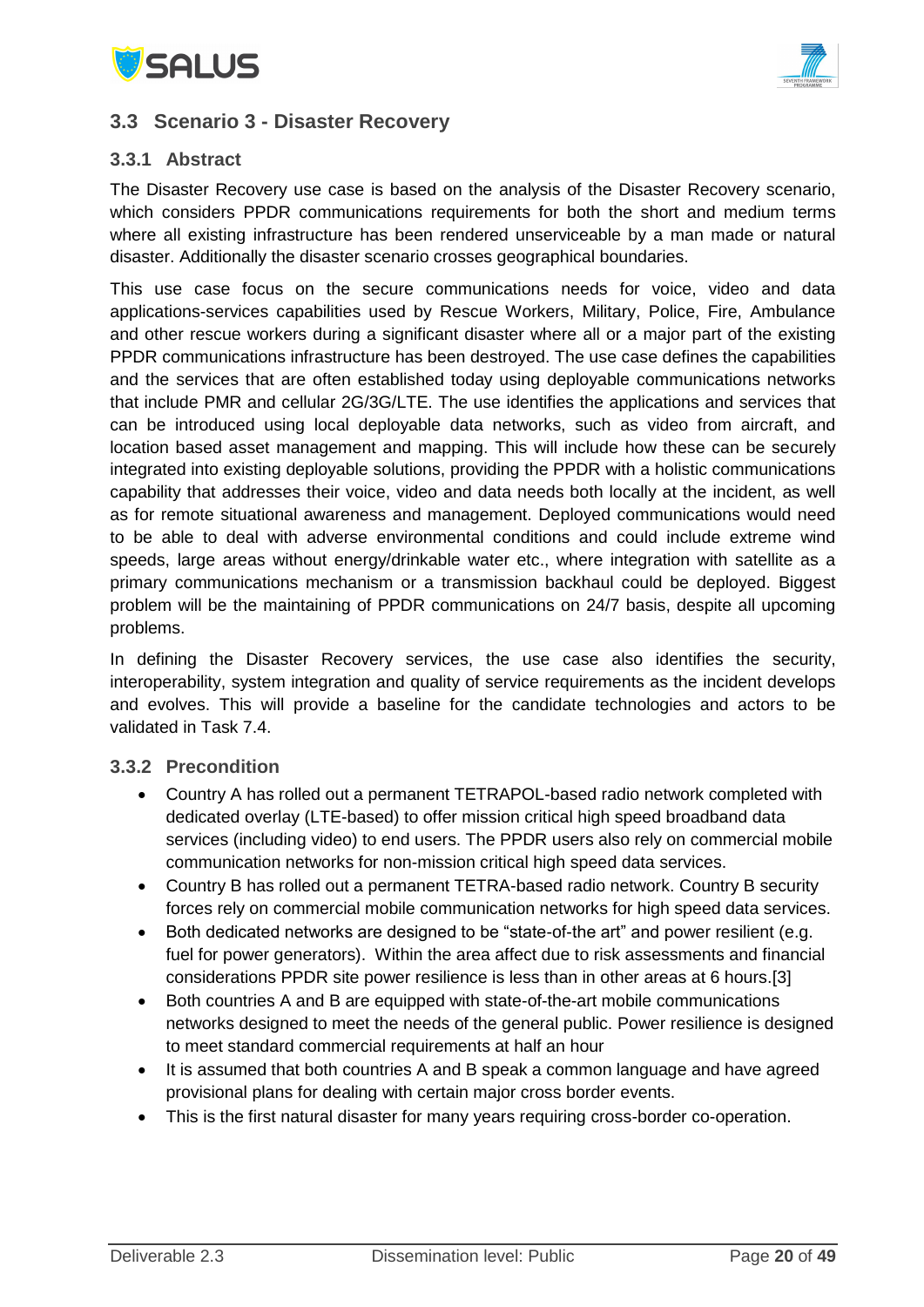## 3.3 Scenario 3 - Disaster Recovery

### 3.3.1 Abstract

The Disaster Recovery use case is based on the analysis of the Disaster Recovery scenario, which considers PPDR communications requirements for both the short and medium terms where all existing infrastructure has been rendered unserviceable by a man made or natural disaster. Additionally the disaster scenario crosses geographical boundaries.

This use case focus on the secure communications needs for voice, video and data applications-services capabilities used by Rescue Workers, Military, Police, Fire, Ambulance and other rescue workers during a significant disaster where all or a major part of the existing PPDR communications infrastructure has been destroyed. The use case defines the capabilities and the services that are often established today using deployable communications networks that include PMR and cellular 2G/3G/LTE. The use identifies the applications and services that can be introduced using local deployable data networks, such as video from aircraft, and location based asset management and mapping. This will include how these can be securely integrated into existing deployable solutions, providing the PPDR with a holistic communications capability that addresses their voice, video and data needs both locally at the incident, as well as for remote situational awareness and management. Deployed communications would need to be able to deal with adverse environmental conditions and could include extreme wind speeds, large areas without energy/drinkable water etc., where integration with satellite as a primary communications mechanism or a transmission backhaul could be deployed. Biggest problem will be the maintaining of PPDR communications on 24/7 basis, despite all upcoming problems.

In defining the Disaster Recovery services, the use case also identifies the security, interoperability, system integration and quality of service requirements as the incident develops and evolves. This will provide a baseline for the candidate technologies and actors to be validated in Task 7.4.

### 3.3.2 Precondition

- Country A has rolled out a permanent TETRAPOL-based radio network completed with dedicated overlay (LTE-based) to offer mission critical high speed broadband data services (including video) to end users. The PPDR users also rely on commercial mobile communication networks for non-mission critical high speed data services.
- Country B has rolled out a permanent TETRA-based radio network. Country B security forces rely on commercial mobile communication networks for high speed data services.
- Both dedicated networks are designed to be "state-of-the art" and power resilient (e.g. fuel for power generators). Within the area affect due to risk assessments and financial considerations PPDR site power resilience is less than in other areas at 6 hours.[3]
- Both countries A and B are equipped with state-of-the-art mobile communications networks designed to meet the needs of the general public. Power resilience is designed to meet standard commercial requirements at half an hour
- It is assumed that both countries A and B speak a common language and have agreed provisional plans for dealing with certain major cross border events.
- This is the first natural disaster for many years requiring cross-border co-operation.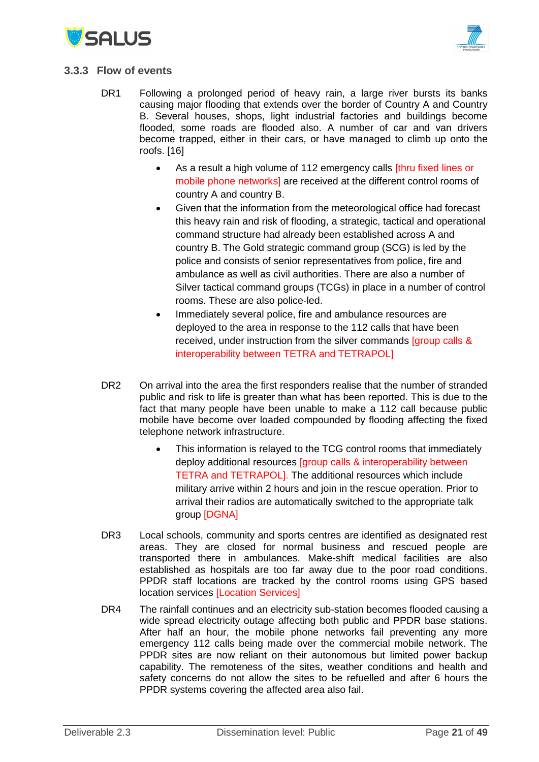### 3.3.3 Flow of events

DR1 Following a prolonged period of heavy rain, a large river bursts its banks causing major flooding that extends over the border of Country A and Country B. Several houses, shops, light industrial factories and buildings become flooded, some roads are flooded also. A number of car and van drivers become trapped, either in their cars, or have managed to climb up onto the roofs. [16]

- As a result a high volume of 112 emergency calls [thru fixed lines or mobile phone networks] are received at the different control rooms of country A and country B.
- Given that the information from the meteorological office had forecast this heavy rain and risk of flooding, a strategic, tactical and operational command structure had already been established across A and country B. The Gold strategic command group (SCG) is led by the police and consists of senior representatives from police, fire and ambulance as well as civil authorities. There are also a number of Silver tactical command groups (TCGs) in place in a number of control rooms. These are also police-led.
- Immediately several police, fire and ambulance resources are deployed to the area in response to the 112 calls that have been received, under instruction from the silver commands [group calls & interoperability between TETRA and TETRAPOL]

DR2 On arrival into the area the first responders realise that the number of stranded public and risk to life is greater than what has been reported. This is due to the fact that many people have been unable to make a 112 call because public mobile have become over loaded compounded by flooding affecting the fixed telephone network infrastructure.

- This information is relayed to the TCG control rooms that immediately deploy additional resources [group calls & interoperability between TETRA and TETRAPOL]. The additional resources which include military arrive within 2 hours and join in the rescue operation. Prior to arrival their radios are automatically switched to the appropriate talk group [DGNA]

DR3 Local schools, community and sports centres are identified as designated rest areas. They are closed for normal business and rescued people are transported there in ambulances. Make-shift medical facilities are also established as hospitals are too far away due to the poor road conditions. PPDR staff locations are tracked by the control rooms using GPS based location services [Location Services]

DR4 The rainfall continues and an electricity sub-station becomes flooded causing a wide spread electricity outage affecting both public and PPDR base stations. After half an hour, the mobile phone networks fail preventing any more emergency 112 calls being made over the commercial mobile network. The PPDR sites are now reliant on their autonomous but limited power backup capability. The remoteness of the sites, weather conditions and health and safety concerns do not allow the sites to be refuelled and after 6 hours the PPDR systems covering the affected area also fail.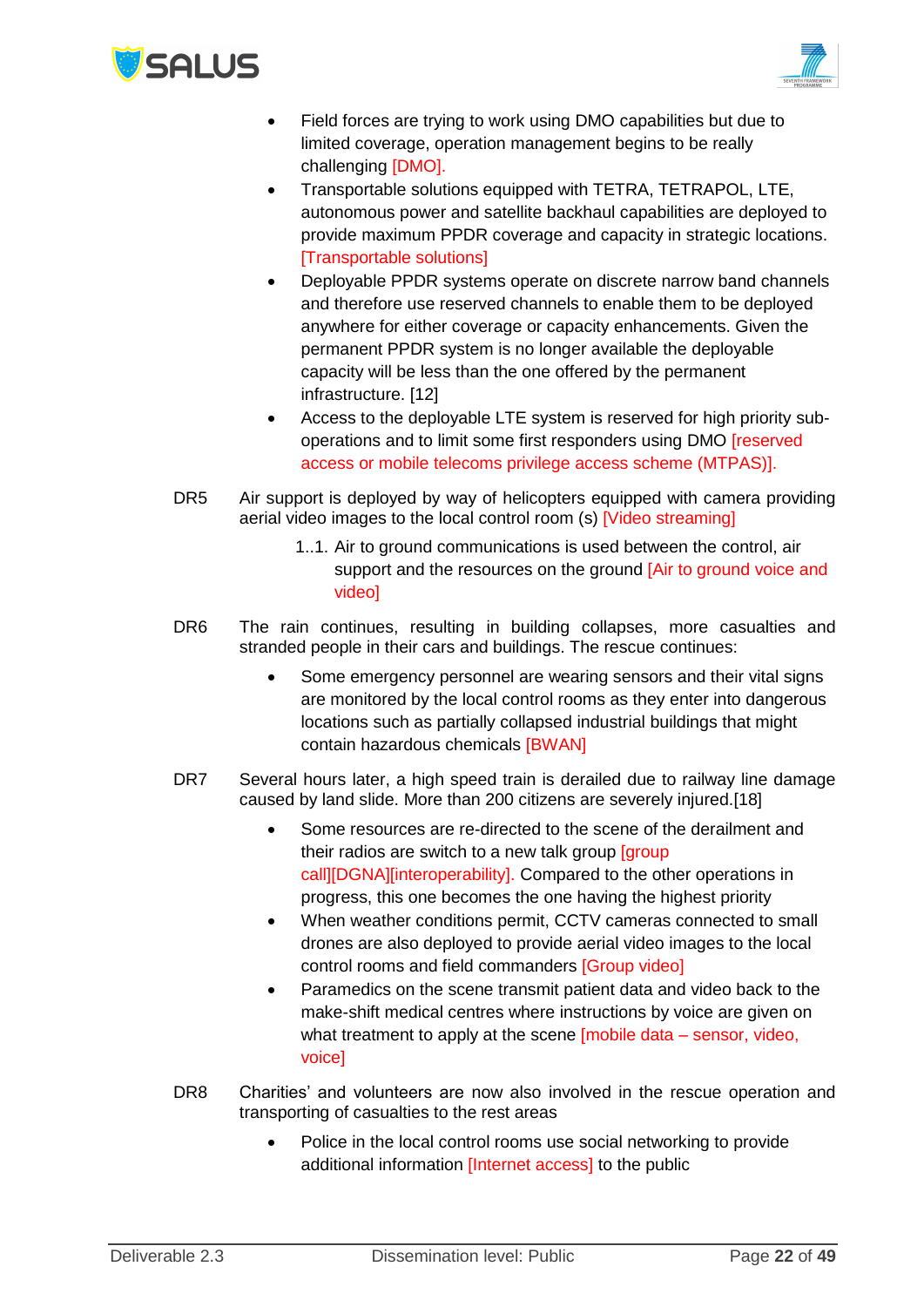- Field forces are trying to work using DMO capabilities but due to limited coverage, operation management begins to be really challenging [DMO].
- Transportable solutions equipped with TETRA, TETRAPOL, LTE, autonomous power and satellite backhaul capabilities are deployed to provide maximum PPDR coverage and capacity in strategic locations. [Transportable solutions]
- Deployable PPDR systems operate on discrete narrow band channels and therefore use reserved channels to enable them to be deployed anywhere for either coverage or capacity enhancements. Given the permanent PPDR system is no longer available the deployable capacity will be less than the one offered by the permanent infrastructure. [12]
- Access to the deployable LTE system is reserved for high priority sub-operations and to limit some first responders using DMO [reserved access or mobile telecoms privilege access scheme (MTPAS)].

DR5 Air support is deployed by way of helicopters equipped with camera providing aerial video images to the local control room (s) [Video streaming]

1..1. Air to ground communications is used between the control, air support and the resources on the ground [Air to ground voice and video]

DR6 The rain continues, resulting in building collapses, more casualties and stranded people in their cars and buildings. The rescue continues:

- Some emergency personnel are wearing sensors and their vital signs are monitored by the local control rooms as they enter into dangerous locations such as partially collapsed industrial buildings that might contain hazardous chemicals [BWAN]

DR7 Several hours later, a high speed train is derailed due to railway line damage caused by land slide. More than 200 citizens are severely injured.[18]

- Some resources are re-directed to the scene of the derailment and their radios are switch to a new talk group [group call][DGNA][interoperability]. Compared to the other operations in progress, this one becomes the one having the highest priority
- When weather conditions permit, CCTV cameras connected to small drones are also deployed to provide aerial video images to the local control rooms and field commanders [Group video]
- Paramedics on the scene transmit patient data and video back to the make-shift medical centres where instructions by voice are given on what treatment to apply at the scene [mobile data – sensor, video, voice]

DR8 Charities' and volunteers are now also involved in the rescue operation and transporting of casualties to the rest areas

- Police in the local control rooms use social networking to provide additional information [Internet access] to the public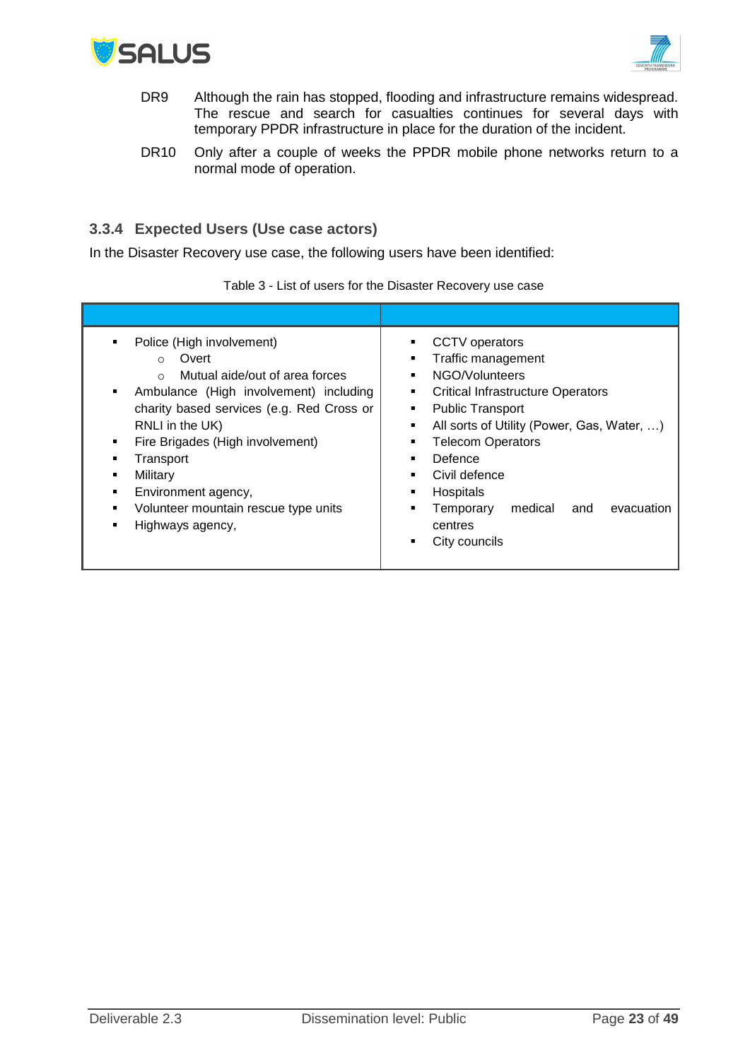DR9 Although the rain has stopped, flooding and infrastructure remains widespread. The rescue and search for casualties continues for several days with temporary PPDR infrastructure in place for the duration of the incident.

DR10 Only after a couple of weeks the PPDR mobile phone networks return to a normal mode of operation.

### 3.3.4 Expected Users (Use case actors)

In the Disaster Recovery use case, the following users have been identified:

Table 3 - List of users for the Disaster Recovery use case

| | |
|---|---|
| ▪ Police (High involvement)<br>  ○ Overt<br>  ○ Mutual aide/out of area forces<br>▪ Ambulance (High involvement) including charity based services (e.g. Red Cross or RNLI in the UK)<br>▪ Fire Brigades (High involvement)<br>▪ Transport<br>▪ Military<br>▪ Environment agency,<br>▪ Volunteer mountain rescue type units<br>▪ Highways agency, | ▪ CCTV operators<br>▪ Traffic management<br>▪ NGO/Volunteers<br>▪ Critical Infrastructure Operators<br>▪ Public Transport<br>▪ All sorts of Utility (Power, Gas, Water, …)<br>▪ Telecom Operators<br>▪ Defence<br>▪ Civil defence<br>▪ Hospitals<br>▪ Temporary medical and evacuation centres<br>▪ City councils |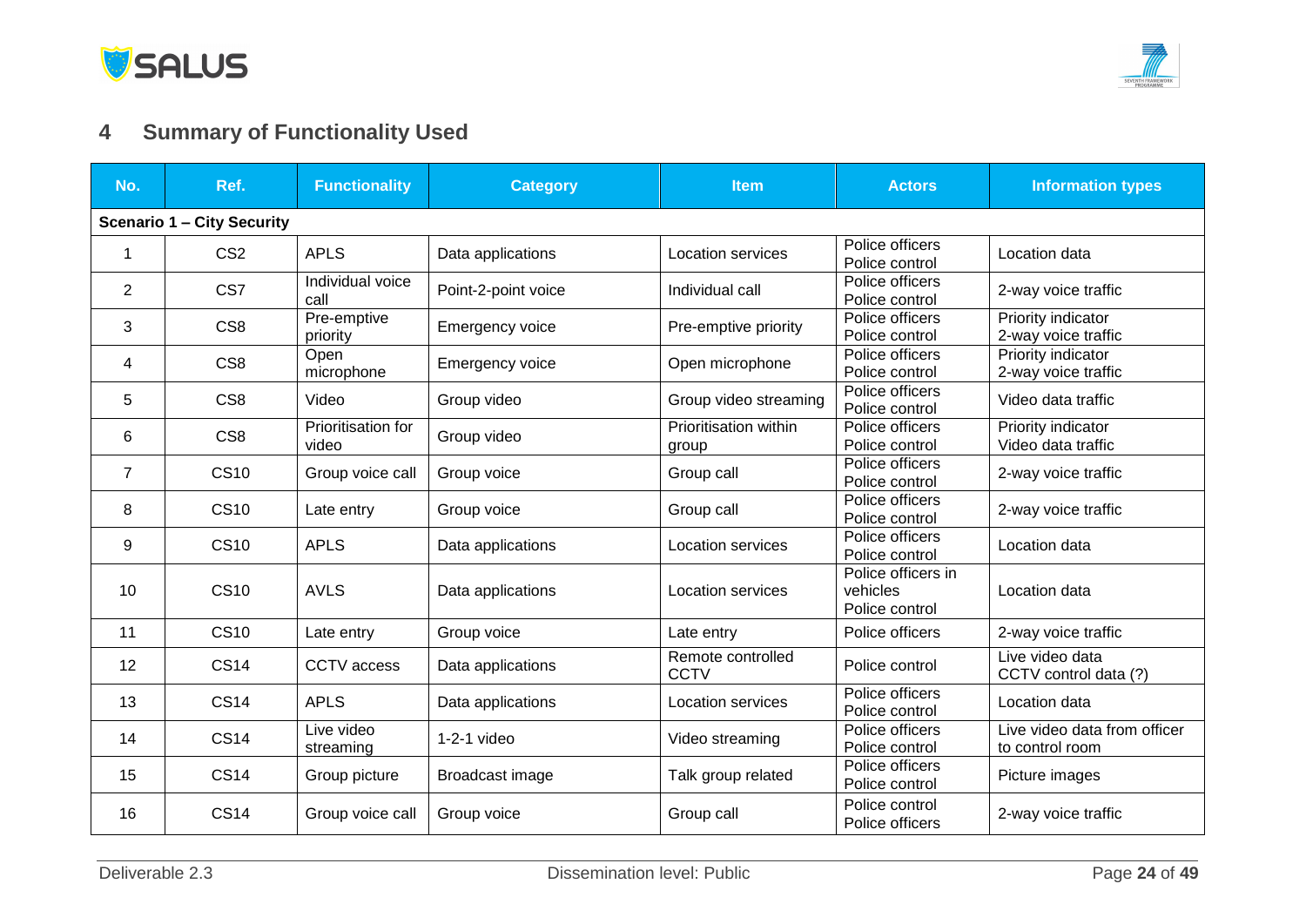## 4 Summary of Functionality Used

| No. | Ref. | Functionality | Category | Item | Actors | Information types |
|---|---|---|---|---|---|---|
| **Scenario 1 – City Security** | | | | | | |
| 1 | CS2 | APLS | Data applications | Location services | Police officers<br>Police control | Location data |
| 2 | CS7 | Individual voice call | Point-2-point voice | Individual call | Police officers<br>Police control | 2-way voice traffic |
| 3 | CS8 | Pre-emptive priority | Emergency voice | Pre-emptive priority | Police officers<br>Police control | Priority indicator<br>2-way voice traffic |
| 4 | CS8 | Open microphone | Emergency voice | Open microphone | Police officers<br>Police control | Priority indicator<br>2-way voice traffic |
| 5 | CS8 | Video | Group video | Group video streaming | Police officers<br>Police control | Video data traffic |
| 6 | CS8 | Prioritisation for video | Group video | Prioritisation within group | Police officers<br>Police control | Priority indicator<br>Video data traffic |
| 7 | CS10 | Group voice call | Group voice | Group call | Police officers<br>Police control | 2-way voice traffic |
| 8 | CS10 | Late entry | Group voice | Group call | Police officers<br>Police control | 2-way voice traffic |
| 9 | CS10 | APLS | Data applications | Location services | Police officers<br>Police control | Location data |
| 10 | CS10 | AVLS | Data applications | Location services | Police officers in vehicles<br>Police control | Location data |
| 11 | CS10 | Late entry | Group voice | Late entry | Police officers | 2-way voice traffic |
| 12 | CS14 | CCTV access | Data applications | Remote controlled CCTV | Police control | Live video data<br>CCTV control data (?) |
| 13 | CS14 | APLS | Data applications | Location services | Police officers<br>Police control | Location data |
| 14 | CS14 | Live video streaming | 1-2-1 video | Video streaming | Police officers<br>Police control | Live video data from officer to control room |
| 15 | CS14 | Group picture | Broadcast image | Talk group related | Police officers<br>Police control | Picture images |
| 16 | CS14 | Group voice call | Group voice | Group call | Police control<br>Police officers | 2-way voice traffic |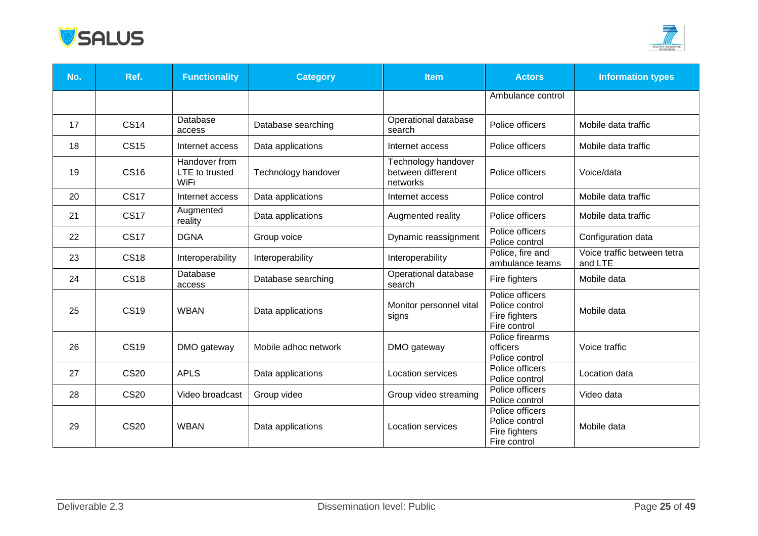| No. | Ref. | Functionality | Category | Item | Actors | Information types |
|---|---|---|---|---|---|---|
| | | | | | Ambulance control | |
| 17 | CS14 | Database access | Database searching | Operational database search | Police officers | Mobile data traffic |
| 18 | CS15 | Internet access | Data applications | Internet access | Police officers | Mobile data traffic |
| 19 | CS16 | Handover from LTE to trusted WiFi | Technology handover | Technology handover between different networks | Police officers | Voice/data |
| 20 | CS17 | Internet access | Data applications | Internet access | Police control | Mobile data traffic |
| 21 | CS17 | Augmented reality | Data applications | Augmented reality | Police officers | Mobile data traffic |
| 22 | CS17 | DGNA | Group voice | Dynamic reassignment | Police officers<br>Police control | Configuration data |
| 23 | CS18 | Interoperability | Interoperability | Interoperability | Police, fire and ambulance teams | Voice traffic between tetra and LTE |
| 24 | CS18 | Database access | Database searching | Operational database search | Fire fighters | Mobile data |
| 25 | CS19 | WBAN | Data applications | Monitor personnel vital signs | Police officers<br>Police control<br>Fire fighters<br>Fire control | Mobile data |
| 26 | CS19 | DMO gateway | Mobile adhoc network | DMO gateway | Police firearms officers<br>Police control | Voice traffic |
| 27 | CS20 | APLS | Data applications | Location services | Police officers<br>Police control | Location data |
| 28 | CS20 | Video broadcast | Group video | Group video streaming | Police officers<br>Police control | Video data |
| 29 | CS20 | WBAN | Data applications | Location services | Police officers<br>Police control<br>Fire fighters<br>Fire control | Mobile data |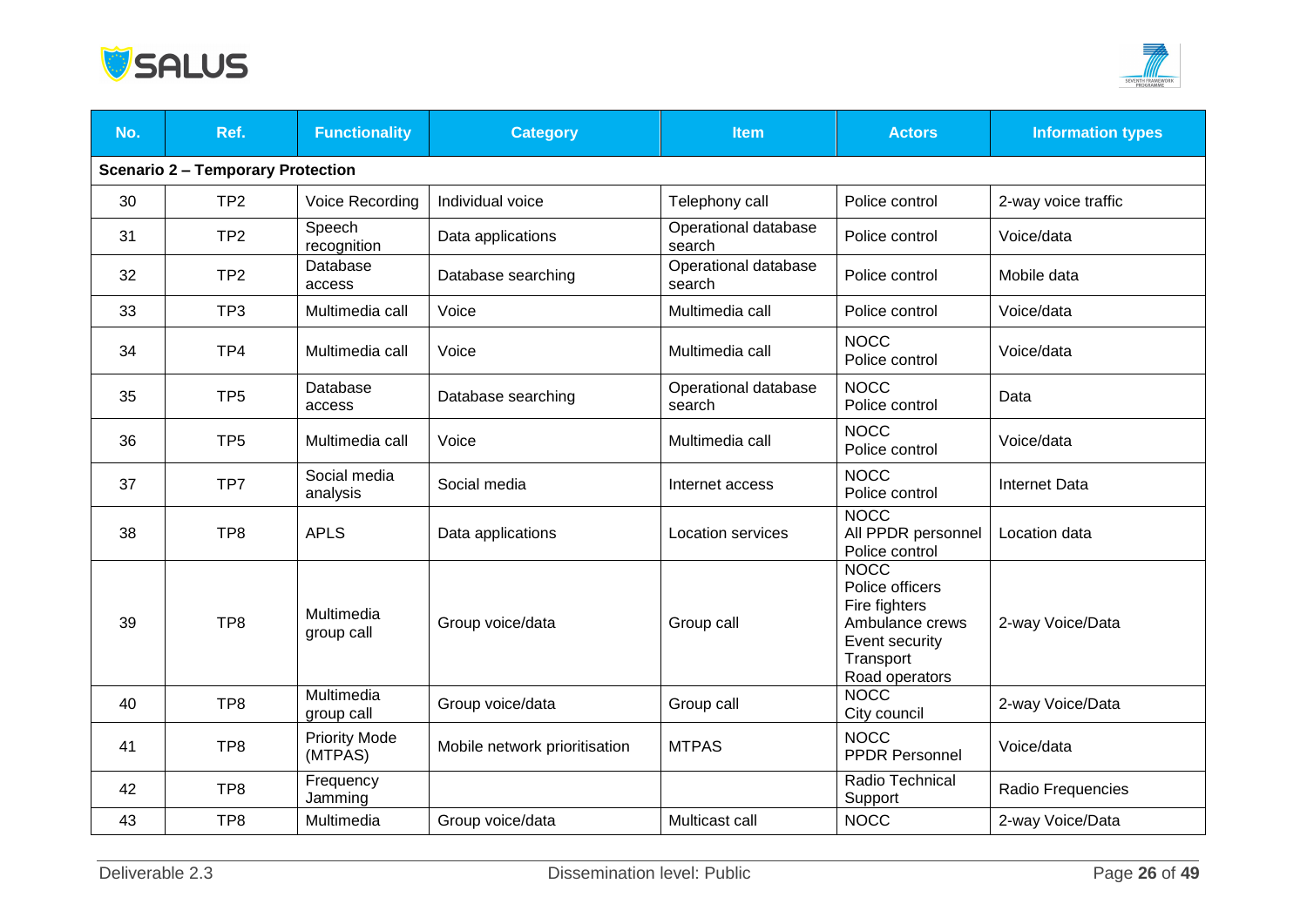| No. | Ref. | Functionality | Category | Item | Actors | Information types |
|---|---|---|---|---|---|---|
| **Scenario 2 – Temporary Protection** | | | | | | |
| 30 | TP2 | Voice Recording | Individual voice | Telephony call | Police control | 2-way voice traffic |
| 31 | TP2 | Speech recognition | Data applications | Operational database search | Police control | Voice/data |
| 32 | TP2 | Database access | Database searching | Operational database search | Police control | Mobile data |
| 33 | TP3 | Multimedia call | Voice | Multimedia call | Police control | Voice/data |
| 34 | TP4 | Multimedia call | Voice | Multimedia call | NOCC<br>Police control | Voice/data |
| 35 | TP5 | Database access | Database searching | Operational database search | NOCC<br>Police control | Data |
| 36 | TP5 | Multimedia call | Voice | Multimedia call | NOCC<br>Police control | Voice/data |
| 37 | TP7 | Social media analysis | Social media | Internet access | NOCC<br>Police control | Internet Data |
| 38 | TP8 | APLS | Data applications | Location services | NOCC<br>All PPDR personnel<br>Police control | Location data |
| 39 | TP8 | Multimedia group call | Group voice/data | Group call | NOCC<br>Police officers<br>Fire fighters<br>Ambulance crews<br>Event security<br>Transport<br>Road operators | 2-way Voice/Data |
| 40 | TP8 | Multimedia group call | Group voice/data | Group call | NOCC<br>City council | 2-way Voice/Data |
| 41 | TP8 | Priority Mode (MTPAS) | Mobile network prioritisation | MTPAS | NOCC<br>PPDR Personnel | Voice/data |
| 42 | TP8 | Frequency Jamming | | | Radio Technical Support | Radio Frequencies |
| 43 | TP8 | Multimedia | Group voice/data | Multicast call | NOCC | 2-way Voice/Data |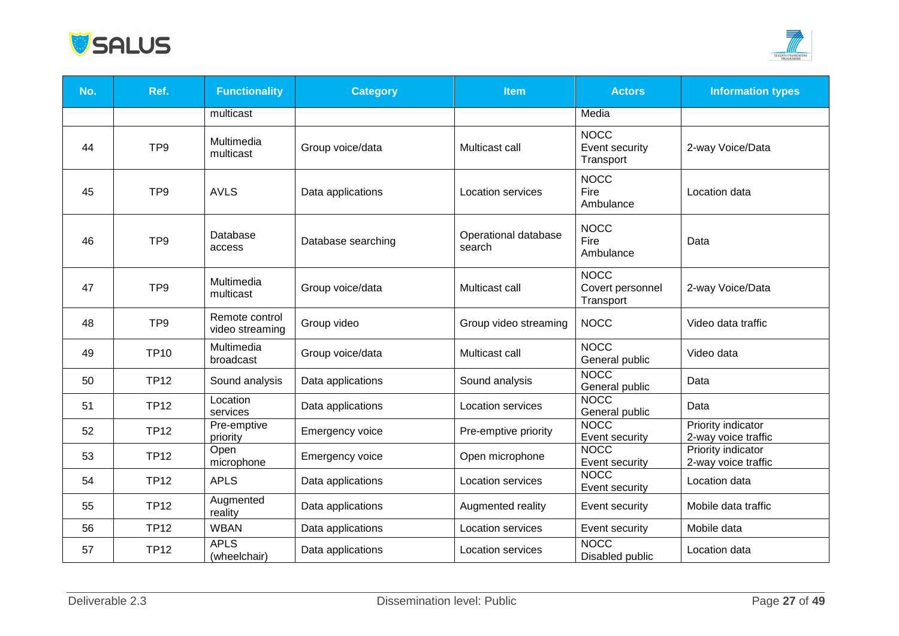| No. | Ref. | Functionality | Category | Item | Actors | Information types |
|---|---|---|---|---|---|---|
| | | multicast | | | Media | |
| 44 | TP9 | Multimedia multicast | Group voice/data | Multicast call | NOCC Event security Transport | 2-way Voice/Data |
| 45 | TP9 | AVLS | Data applications | Location services | NOCC Fire Ambulance | Location data |
| 46 | TP9 | Database access | Database searching | Operational database search | NOCC Fire Ambulance | Data |
| 47 | TP9 | Multimedia multicast | Group voice/data | Multicast call | NOCC Covert personnel Transport | 2-way Voice/Data |
| 48 | TP9 | Remote control video streaming | Group video | Group video streaming | NOCC | Video data traffic |
| 49 | TP10 | Multimedia broadcast | Group voice/data | Multicast call | NOCC General public | Video data |
| 50 | TP12 | Sound analysis | Data applications | Sound analysis | NOCC General public | Data |
| 51 | TP12 | Location services | Data applications | Location services | NOCC General public | Data |
| 52 | TP12 | Pre-emptive priority | Emergency voice | Pre-emptive priority | NOCC Event security | Priority indicator 2-way voice traffic |
| 53 | TP12 | Open microphone | Emergency voice | Open microphone | NOCC Event security | Priority indicator 2-way voice traffic |
| 54 | TP12 | APLS | Data applications | Location services | NOCC Event security | Location data |
| 55 | TP12 | Augmented reality | Data applications | Augmented reality | Event security | Mobile data traffic |
| 56 | TP12 | WBAN | Data applications | Location services | Event security | Mobile data |
| 57 | TP12 | APLS (wheelchair) | Data applications | Location services | NOCC Disabled public | Location data |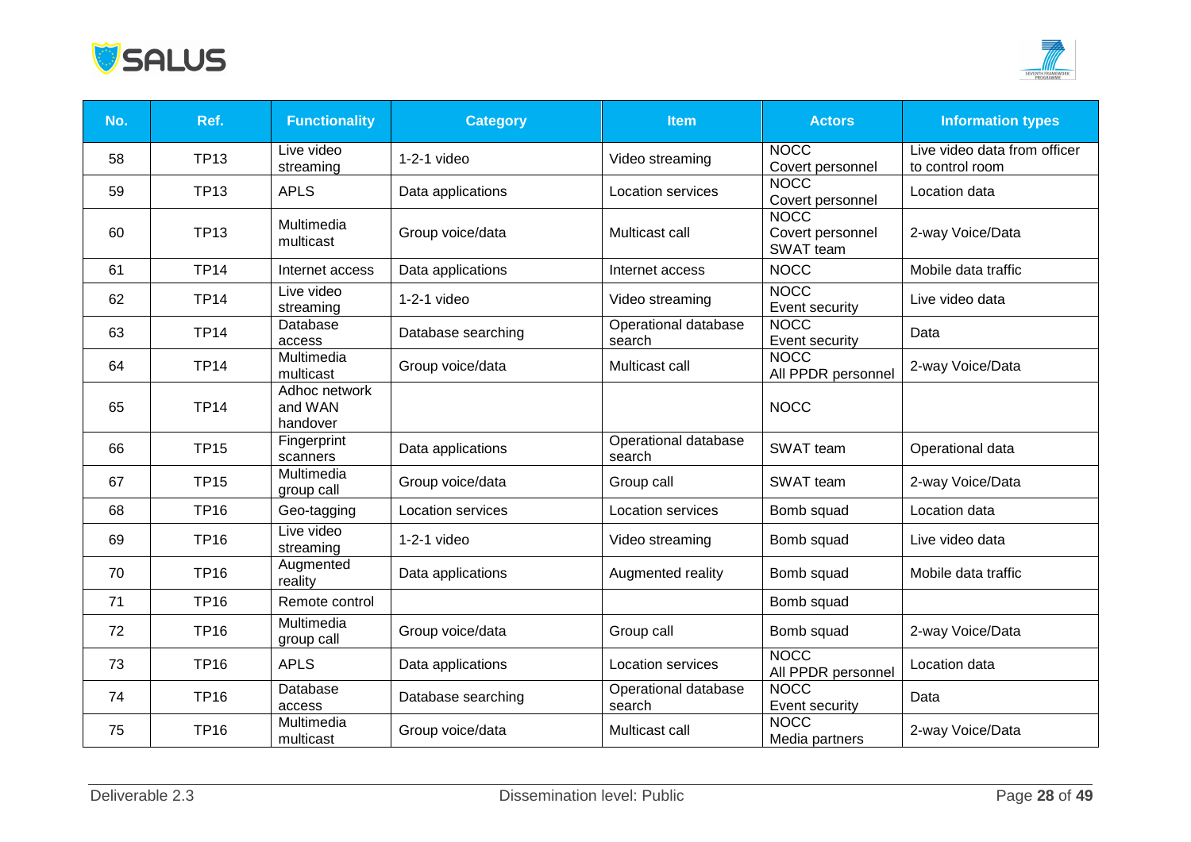| No. | Ref. | Functionality | Category | Item | Actors | Information types |
|---|---|---|---|---|---|---|
| 58 | TP13 | Live video streaming | 1-2-1 video | Video streaming | NOCC<br>Covert personnel | Live video data from officer to control room |
| 59 | TP13 | APLS | Data applications | Location services | NOCC<br>Covert personnel | Location data |
| 60 | TP13 | Multimedia multicast | Group voice/data | Multicast call | NOCC<br>Covert personnel<br>SWAT team | 2-way Voice/Data |
| 61 | TP14 | Internet access | Data applications | Internet access | NOCC | Mobile data traffic |
| 62 | TP14 | Live video streaming | 1-2-1 video | Video streaming | NOCC<br>Event security | Live video data |
| 63 | TP14 | Database access | Database searching | Operational database search | NOCC<br>Event security | Data |
| 64 | TP14 | Multimedia multicast | Group voice/data | Multicast call | NOCC<br>All PPDR personnel | 2-way Voice/Data |
| 65 | TP14 | Adhoc network and WAN handover | | | NOCC | |
| 66 | TP15 | Fingerprint scanners | Data applications | Operational database search | SWAT team | Operational data |
| 67 | TP15 | Multimedia group call | Group voice/data | Group call | SWAT team | 2-way Voice/Data |
| 68 | TP16 | Geo-tagging | Location services | Location services | Bomb squad | Location data |
| 69 | TP16 | Live video streaming | 1-2-1 video | Video streaming | Bomb squad | Live video data |
| 70 | TP16 | Augmented reality | Data applications | Augmented reality | Bomb squad | Mobile data traffic |
| 71 | TP16 | Remote control | | | Bomb squad | |
| 72 | TP16 | Multimedia group call | Group voice/data | Group call | Bomb squad | 2-way Voice/Data |
| 73 | TP16 | APLS | Data applications | Location services | NOCC<br>All PPDR personnel | Location data |
| 74 | TP16 | Database access | Database searching | Operational database search | NOCC<br>Event security | Data |
| 75 | TP16 | Multimedia multicast | Group voice/data | Multicast call | NOCC<br>Media partners | 2-way Voice/Data |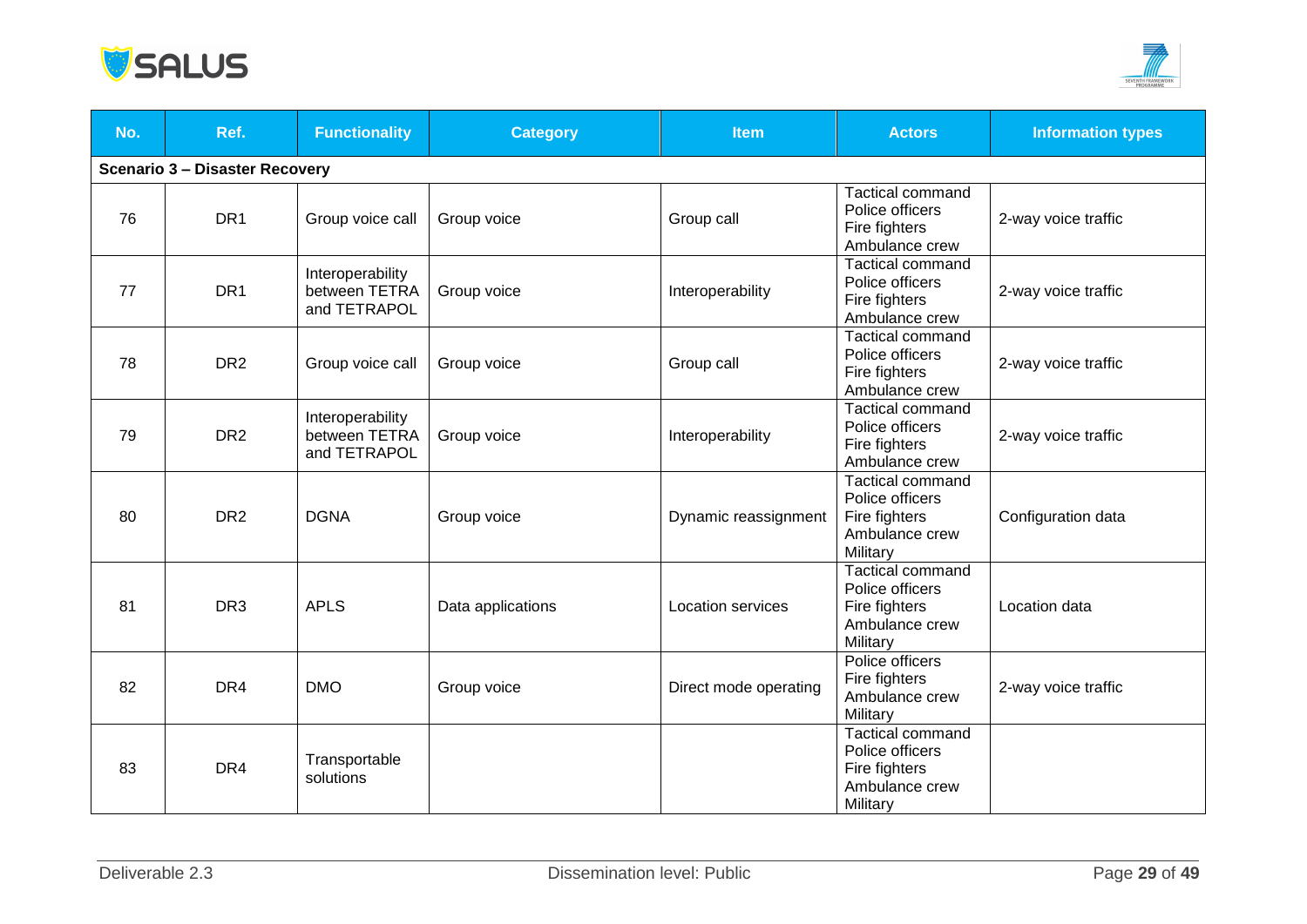| No. | Ref. | Functionality | Category | Item | Actors | Information types |
|---|---|---|---|---|---|---|
| **Scenario 3 – Disaster Recovery** | | | | | | |
| 76 | DR1 | Group voice call | Group voice | Group call | Tactical command<br>Police officers<br>Fire fighters<br>Ambulance crew | 2-way voice traffic |
| 77 | DR1 | Interoperability between TETRA and TETRAPOL | Group voice | Interoperability | Tactical command<br>Police officers<br>Fire fighters<br>Ambulance crew | 2-way voice traffic |
| 78 | DR2 | Group voice call | Group voice | Group call | Tactical command<br>Police officers<br>Fire fighters<br>Ambulance crew | 2-way voice traffic |
| 79 | DR2 | Interoperability between TETRA and TETRAPOL | Group voice | Interoperability | Tactical command<br>Police officers<br>Fire fighters<br>Ambulance crew | 2-way voice traffic |
| 80 | DR2 | DGNA | Group voice | Dynamic reassignment | Tactical command<br>Police officers<br>Fire fighters<br>Ambulance crew<br>Military | Configuration data |
| 81 | DR3 | APLS | Data applications | Location services | Tactical command<br>Police officers<br>Fire fighters<br>Ambulance crew<br>Military | Location data |
| 82 | DR4 | DMO | Group voice | Direct mode operating | Police officers<br>Fire fighters<br>Ambulance crew<br>Military | 2-way voice traffic |
| 83 | DR4 | Transportable solutions | | | Tactical command<br>Police officers<br>Fire fighters<br>Ambulance crew<br>Military | |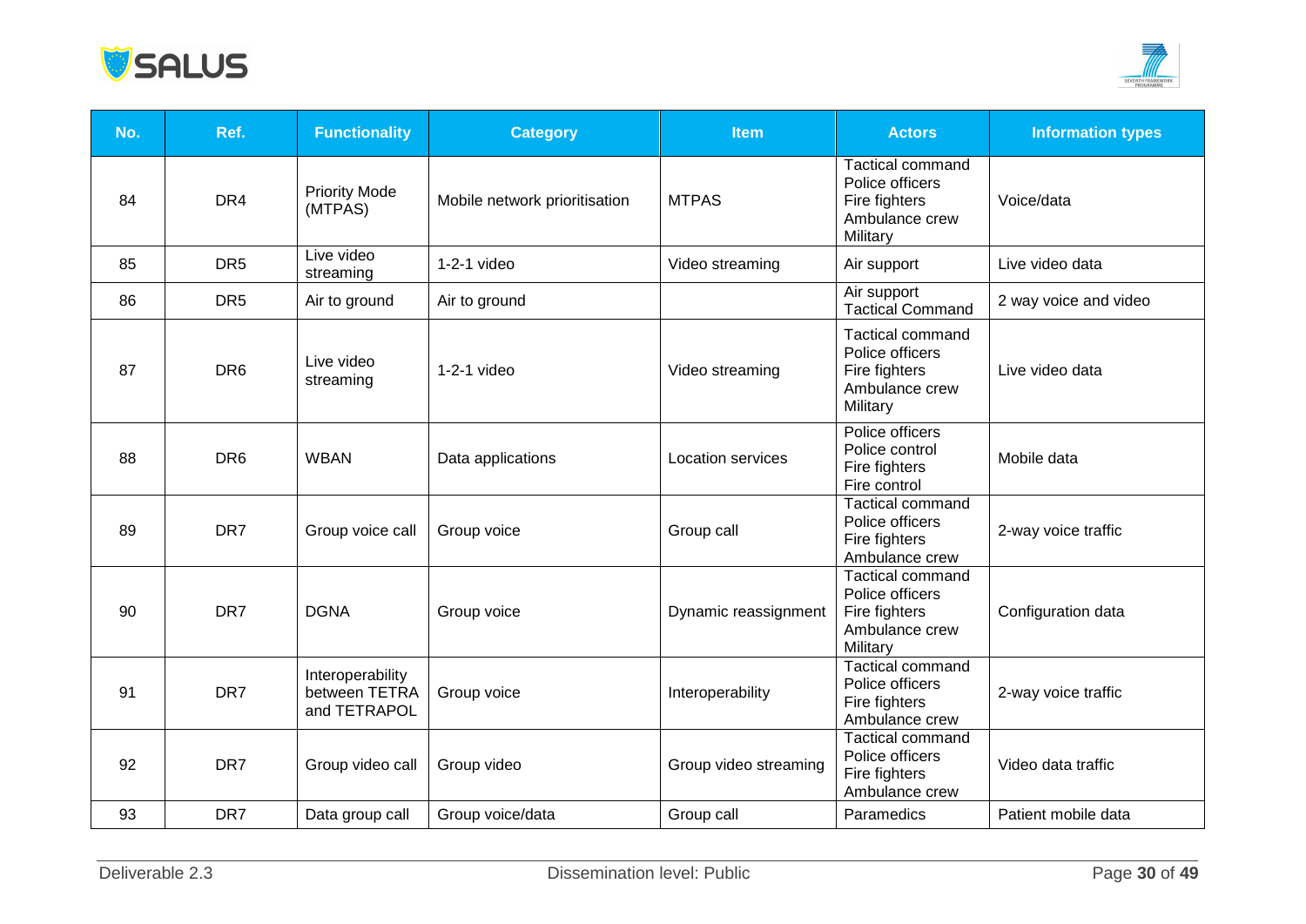| No. | Ref. | Functionality | Category | Item | Actors | Information types |
|---|---|---|---|---|---|---|
| 84 | DR4 | Priority Mode (MTPAS) | Mobile network prioritisation | MTPAS | Tactical command<br>Police officers<br>Fire fighters<br>Ambulance crew<br>Military | Voice/data |
| 85 | DR5 | Live video streaming | 1-2-1 video | Video streaming | Air support | Live video data |
| 86 | DR5 | Air to ground | Air to ground | | Air support<br>Tactical Command | 2 way voice and video |
| 87 | DR6 | Live video streaming | 1-2-1 video | Video streaming | Tactical command<br>Police officers<br>Fire fighters<br>Ambulance crew<br>Military | Live video data |
| 88 | DR6 | WBAN | Data applications | Location services | Police officers<br>Police control<br>Fire fighters<br>Fire control | Mobile data |
| 89 | DR7 | Group voice call | Group voice | Group call | Tactical command<br>Police officers<br>Fire fighters<br>Ambulance crew | 2-way voice traffic |
| 90 | DR7 | DGNA | Group voice | Dynamic reassignment | Tactical command<br>Police officers<br>Fire fighters<br>Ambulance crew<br>Military | Configuration data |
| 91 | DR7 | Interoperability between TETRA and TETRAPOL | Group voice | Interoperability | Tactical command<br>Police officers<br>Fire fighters<br>Ambulance crew | 2-way voice traffic |
| 92 | DR7 | Group video call | Group video | Group video streaming | Tactical command<br>Police officers<br>Fire fighters<br>Ambulance crew | Video data traffic |
| 93 | DR7 | Data group call | Group voice/data | Group call | Paramedics | Patient mobile data |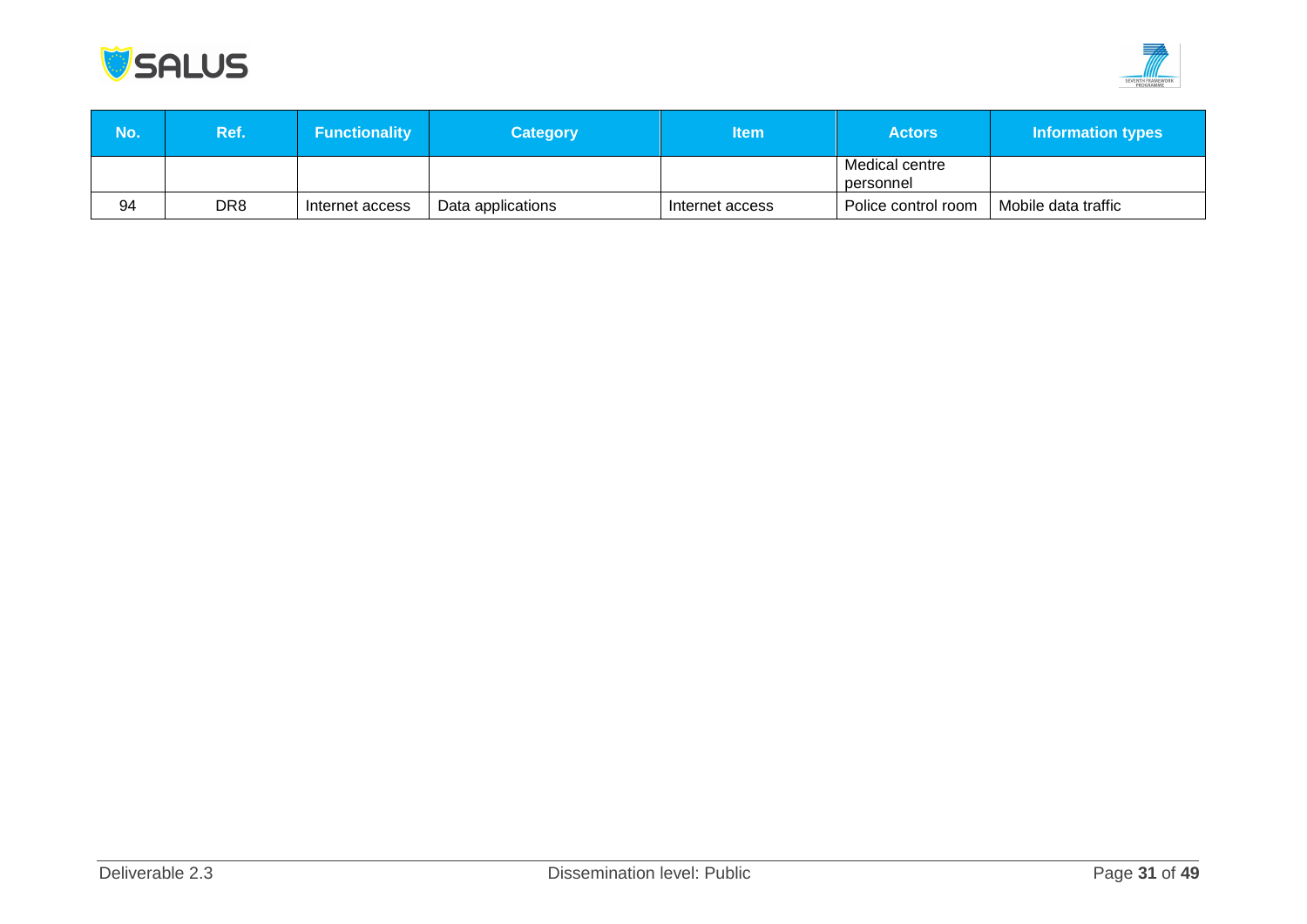| No. | Ref. | Functionality | Category | Item | Actors | Information types |
|---|---|---|---|---|---|---|
| | | | | | Medical centre personnel | |
| 94 | DR8 | Internet access | Data applications | Internet access | Police control room | Mobile data traffic |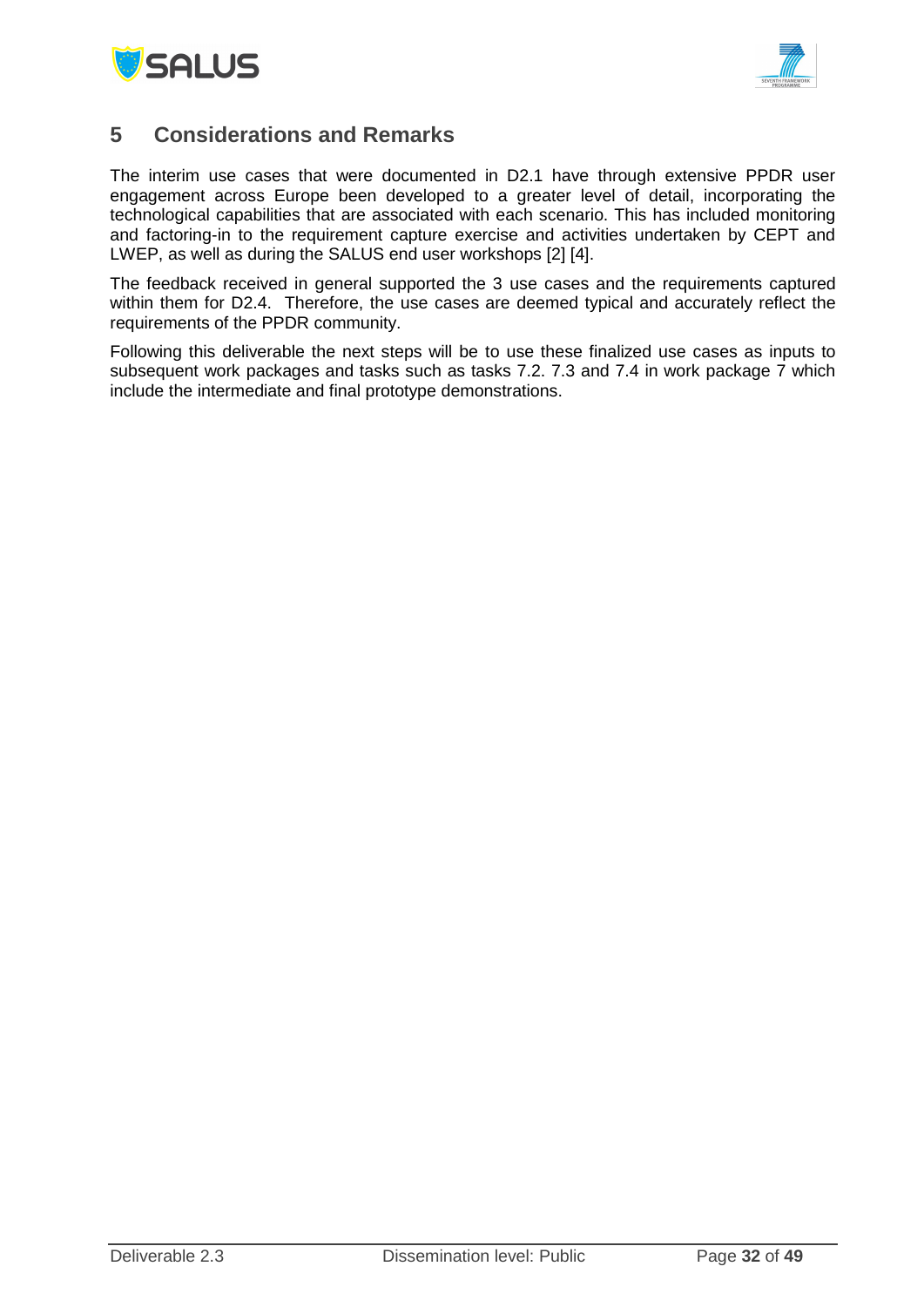# 5 Considerations and Remarks

The interim use cases that were documented in D2.1 have through extensive PPDR user engagement across Europe been developed to a greater level of detail, incorporating the technological capabilities that are associated with each scenario. This has included monitoring and factoring-in to the requirement capture exercise and activities undertaken by CEPT and LWEP, as well as during the SALUS end user workshops [2] [4].

The feedback received in general supported the 3 use cases and the requirements captured within them for D2.4. Therefore, the use cases are deemed typical and accurately reflect the requirements of the PPDR community.

Following this deliverable the next steps will be to use these finalized use cases as inputs to subsequent work packages and tasks such as tasks 7.2. 7.3 and 7.4 in work package 7 which include the intermediate and final prototype demonstrations.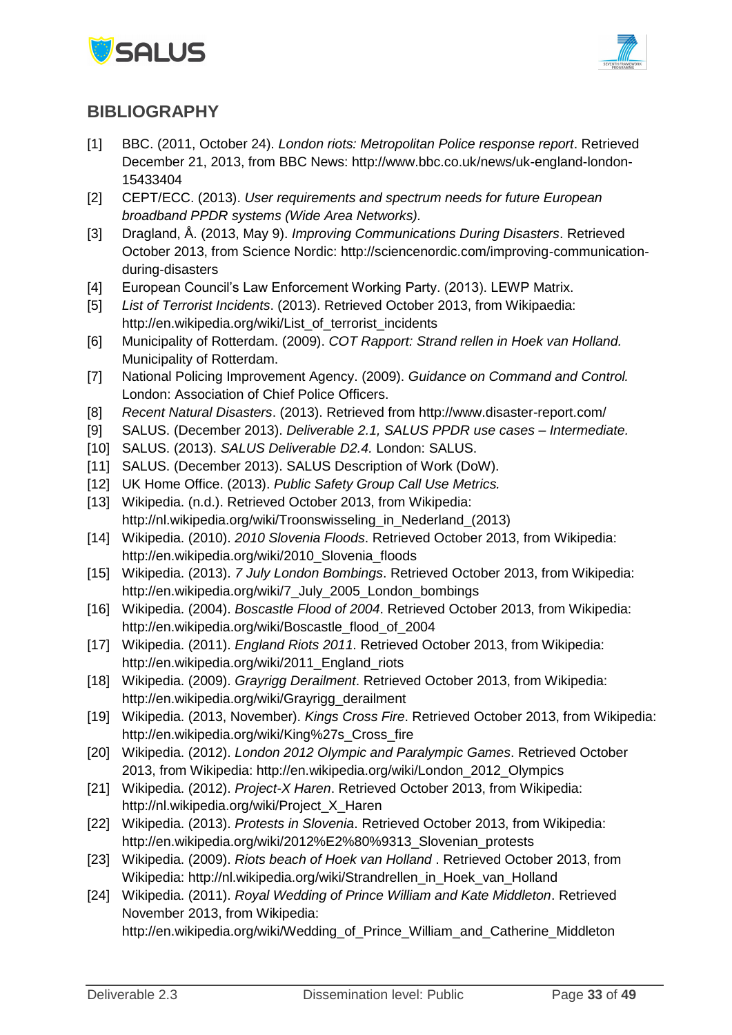## BIBLIOGRAPHY

[1] BBC. (2011, October 24). *London riots: Metropolitan Police response report*. Retrieved December 21, 2013, from BBC News: http://www.bbc.co.uk/news/uk-england-london-15433404

[2] CEPT/ECC. (2013). *User requirements and spectrum needs for future European broadband PPDR systems (Wide Area Networks)*.

[3] Dragland, Å. (2013, May 9). *Improving Communications During Disasters*. Retrieved October 2013, from Science Nordic: http://sciencenordic.com/improving-communication-during-disasters

[4] European Council's Law Enforcement Working Party. (2013). LEWP Matrix.

[5] *List of Terrorist Incidents*. (2013). Retrieved October 2013, from Wikipaedia: http://en.wikipedia.org/wiki/List_of_terrorist_incidents

[6] Municipality of Rotterdam. (2009). *COT Rapport: Strand rellen in Hoek van Holland.* Municipality of Rotterdam.

[7] National Policing Improvement Agency. (2009). *Guidance on Command and Control.* London: Association of Chief Police Officers.

[8] *Recent Natural Disasters*. (2013). Retrieved from http://www.disaster-report.com/

[9] SALUS. (December 2013). *Deliverable 2.1, SALUS PPDR use cases – Intermediate.*

[10] SALUS. (2013). *SALUS Deliverable D2.4.* London: SALUS.

[11] SALUS. (December 2013). SALUS Description of Work (DoW).

[12] UK Home Office. (2013). *Public Safety Group Call Use Metrics.*

[13] Wikipedia. (n.d.). Retrieved October 2013, from Wikipedia: http://nl.wikipedia.org/wiki/Troonswisseling_in_Nederland_(2013)

[14] Wikipedia. (2010). *2010 Slovenia Floods*. Retrieved October 2013, from Wikipedia: http://en.wikipedia.org/wiki/2010_Slovenia_floods

[15] Wikipedia. (2013). *7 July London Bombings*. Retrieved October 2013, from Wikipedia: http://en.wikipedia.org/wiki/7_July_2005_London_bombings

[16] Wikipedia. (2004). *Boscastle Flood of 2004*. Retrieved October 2013, from Wikipedia: http://en.wikipedia.org/wiki/Boscastle_flood_of_2004

[17] Wikipedia. (2011). *England Riots 2011*. Retrieved October 2013, from Wikipedia: http://en.wikipedia.org/wiki/2011_England_riots

[18] Wikipedia. (2009). *Grayrigg Derailment*. Retrieved October 2013, from Wikipedia: http://en.wikipedia.org/wiki/Grayrigg_derailment

[19] Wikipedia. (2013, November). *Kings Cross Fire*. Retrieved October 2013, from Wikipedia: http://en.wikipedia.org/wiki/King%27s_Cross_fire

[20] Wikipedia. (2012). *London 2012 Olympic and Paralympic Games*. Retrieved October 2013, from Wikipedia: http://en.wikipedia.org/wiki/London_2012_Olympics

[21] Wikipedia. (2012). *Project-X Haren*. Retrieved October 2013, from Wikipedia: http://nl.wikipedia.org/wiki/Project_X_Haren

[22] Wikipedia. (2013). *Protests in Slovenia*. Retrieved October 2013, from Wikipedia: http://en.wikipedia.org/wiki/2012%E2%80%9313_Slovenian_protests

[23] Wikipedia. (2009). *Riots beach of Hoek van Holland* . Retrieved October 2013, from Wikipedia: http://nl.wikipedia.org/wiki/Strandrellen_in_Hoek_van_Holland

[24] Wikipedia. (2011). *Royal Wedding of Prince William and Kate Middleton*. Retrieved November 2013, from Wikipedia: http://en.wikipedia.org/wiki/Wedding_of_Prince_William_and_Catherine_Middleton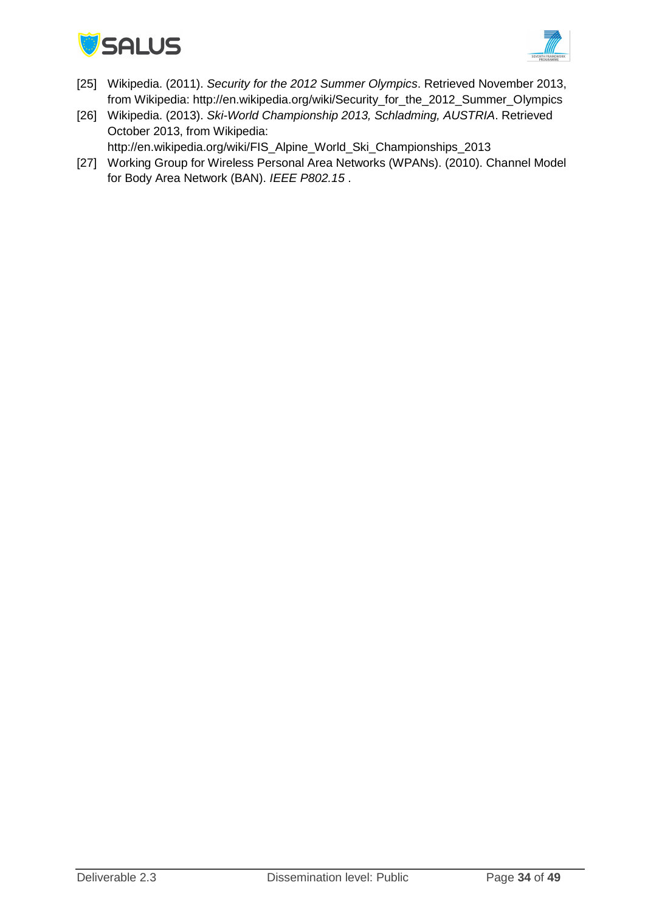[25] Wikipedia. (2011). *Security for the 2012 Summer Olympics*. Retrieved November 2013, from Wikipedia: http://en.wikipedia.org/wiki/Security_for_the_2012_Summer_Olympics

[26] Wikipedia. (2013). *Ski-World Championship 2013, Schladming, AUSTRIA*. Retrieved October 2013, from Wikipedia: http://en.wikipedia.org/wiki/FIS_Alpine_World_Ski_Championships_2013

[27] Working Group for Wireless Personal Area Networks (WPANs). (2010). Channel Model for Body Area Network (BAN). *IEEE P802.15* .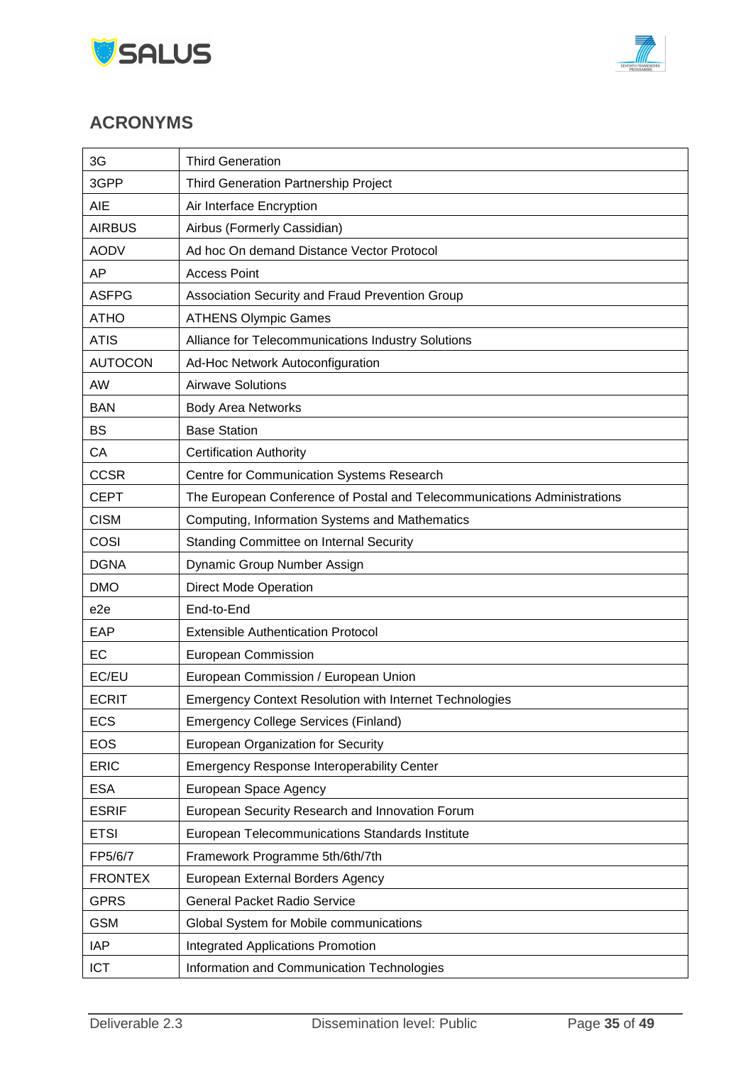## ACRONYMS

| | |
|---|---|
| 3G | Third Generation |
| 3GPP | Third Generation Partnership Project |
| AIE | Air Interface Encryption |
| AIRBUS | Airbus (Formerly Cassidian) |
| AODV | Ad hoc On demand Distance Vector Protocol |
| AP | Access Point |
| ASFPG | Association Security and Fraud Prevention Group |
| ATHO | ATHENS Olympic Games |
| ATIS | Alliance for Telecommunications Industry Solutions |
| AUTOCON | Ad-Hoc Network Autoconfiguration |
| AW | Airwave Solutions |
| BAN | Body Area Networks |
| BS | Base Station |
| CA | Certification Authority |
| CCSR | Centre for Communication Systems Research |
| CEPT | The European Conference of Postal and Telecommunications Administrations |
| CISM | Computing, Information Systems and Mathematics |
| COSI | Standing Committee on Internal Security |
| DGNA | Dynamic Group Number Assign |
| DMO | Direct Mode Operation |
| e2e | End-to-End |
| EAP | Extensible Authentication Protocol |
| EC | European Commission |
| EC/EU | European Commission / European Union |
| ECRIT | Emergency Context Resolution with Internet Technologies |
| ECS | Emergency College Services (Finland) |
| EOS | European Organization for Security |
| ERIC | Emergency Response Interoperability Center |
| ESA | European Space Agency |
| ESRIF | European Security Research and Innovation Forum |
| ETSI | European Telecommunications Standards Institute |
| FP5/6/7 | Framework Programme 5th/6th/7th |
| FRONTEX | European External Borders Agency |
| GPRS | General Packet Radio Service |
| GSM | Global System for Mobile communications |
| IAP | Integrated Applications Promotion |
| ICT | Information and Communication Technologies |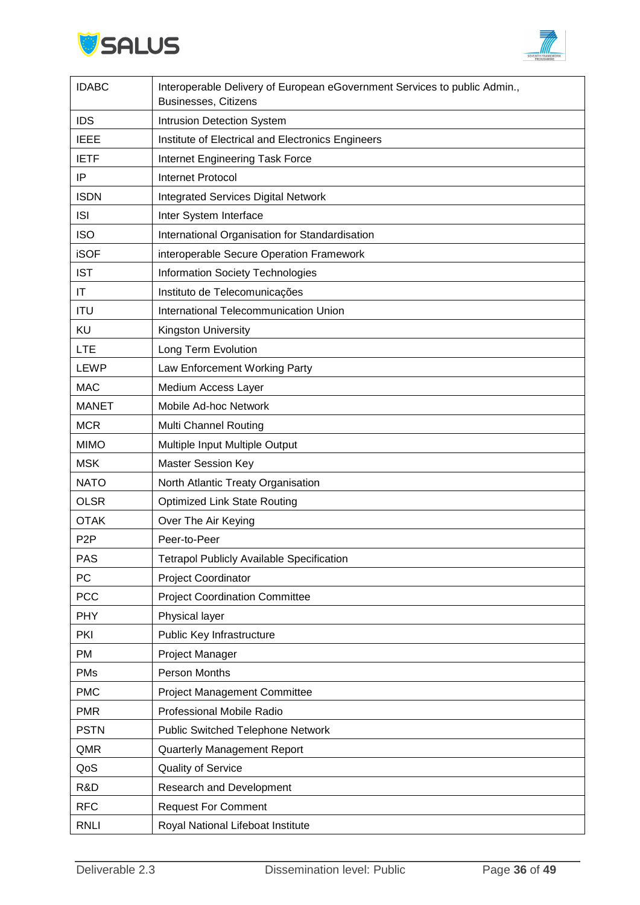| | |
|---|---|
| IDABC | Interoperable Delivery of European eGovernment Services to public Admin., Businesses, Citizens |
| IDS | Intrusion Detection System |
| IEEE | Institute of Electrical and Electronics Engineers |
| IETF | Internet Engineering Task Force |
| IP | Internet Protocol |
| ISDN | Integrated Services Digital Network |
| ISI | Inter System Interface |
| ISO | International Organisation for Standardisation |
| iSOF | interoperable Secure Operation Framework |
| IST | Information Society Technologies |
| IT | Instituto de Telecomunicações |
| ITU | International Telecommunication Union |
| KU | Kingston University |
| LTE | Long Term Evolution |
| LEWP | Law Enforcement Working Party |
| MAC | Medium Access Layer |
| MANET | Mobile Ad-hoc Network |
| MCR | Multi Channel Routing |
| MIMO | Multiple Input Multiple Output |
| MSK | Master Session Key |
| NATO | North Atlantic Treaty Organisation |
| OLSR | Optimized Link State Routing |
| OTAK | Over The Air Keying |
| P2P | Peer-to-Peer |
| PAS | Tetrapol Publicly Available Specification |
| PC | Project Coordinator |
| PCC | Project Coordination Committee |
| PHY | Physical layer |
| PKI | Public Key Infrastructure |
| PM | Project Manager |
| PMs | Person Months |
| PMC | Project Management Committee |
| PMR | Professional Mobile Radio |
| PSTN | Public Switched Telephone Network |
| QMR | Quarterly Management Report |
| QoS | Quality of Service |
| R&D | Research and Development |
| RFC | Request For Comment |
| RNLI | Royal National Lifeboat Institute |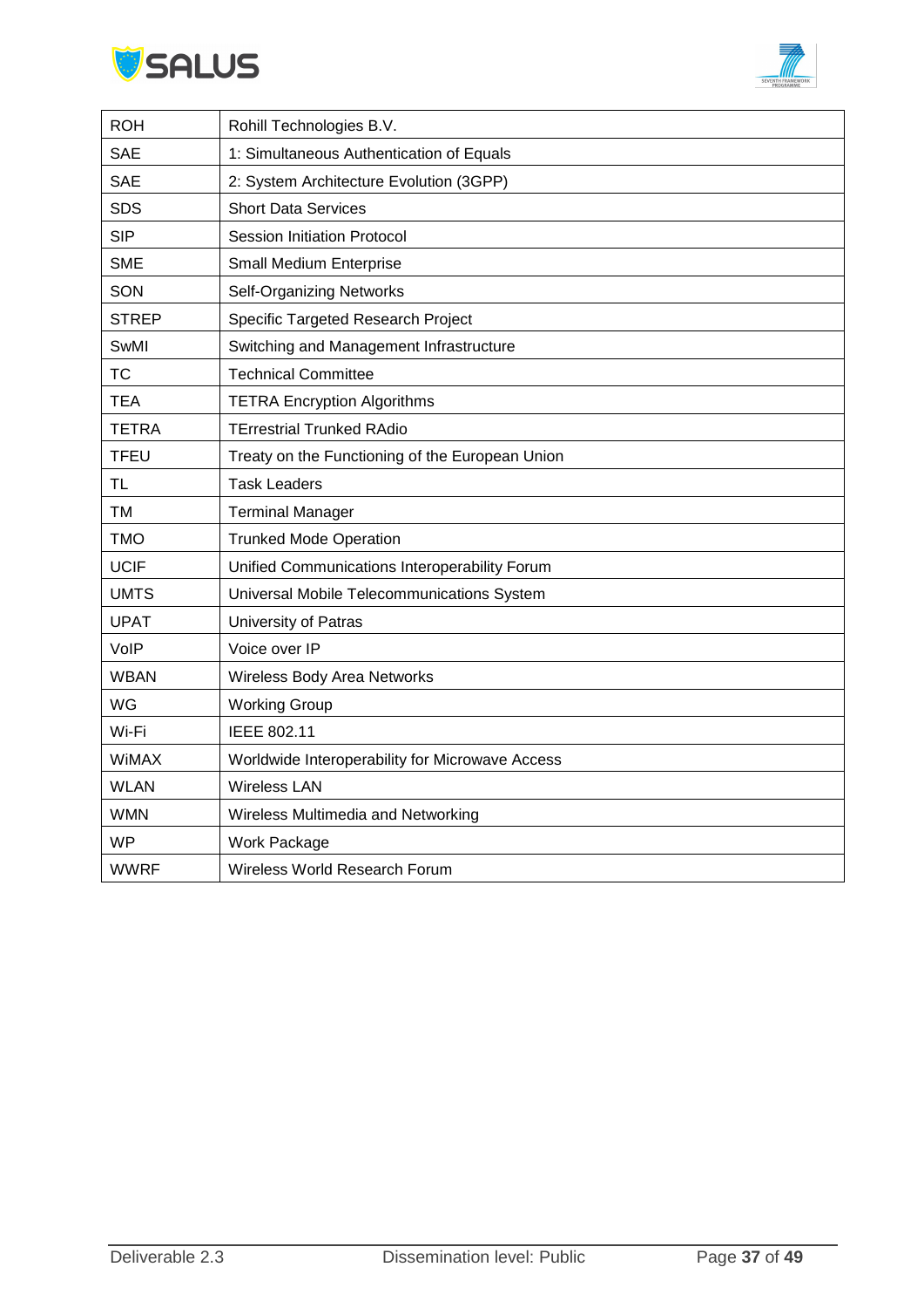| ROH | Rohill Technologies B.V. |
|---|---|
| SAE | 1: Simultaneous Authentication of Equals |
| SAE | 2: System Architecture Evolution (3GPP) |
| SDS | Short Data Services |
| SIP | Session Initiation Protocol |
| SME | Small Medium Enterprise |
| SON | Self-Organizing Networks |
| STREP | Specific Targeted Research Project |
| SwMI | Switching and Management Infrastructure |
| TC | Technical Committee |
| TEA | TETRA Encryption Algorithms |
| TETRA | TErrestrial Trunked RAdio |
| TFEU | Treaty on the Functioning of the European Union |
| TL | Task Leaders |
| TM | Terminal Manager |
| TMO | Trunked Mode Operation |
| UCIF | Unified Communications Interoperability Forum |
| UMTS | Universal Mobile Telecommunications System |
| UPAT | University of Patras |
| VoIP | Voice over IP |
| WBAN | Wireless Body Area Networks |
| WG | Working Group |
| Wi-Fi | IEEE 802.11 |
| WiMAX | Worldwide Interoperability for Microwave Access |
| WLAN | Wireless LAN |
| WMN | Wireless Multimedia and Networking |
| WP | Work Package |
| WWRF | Wireless World Research Forum |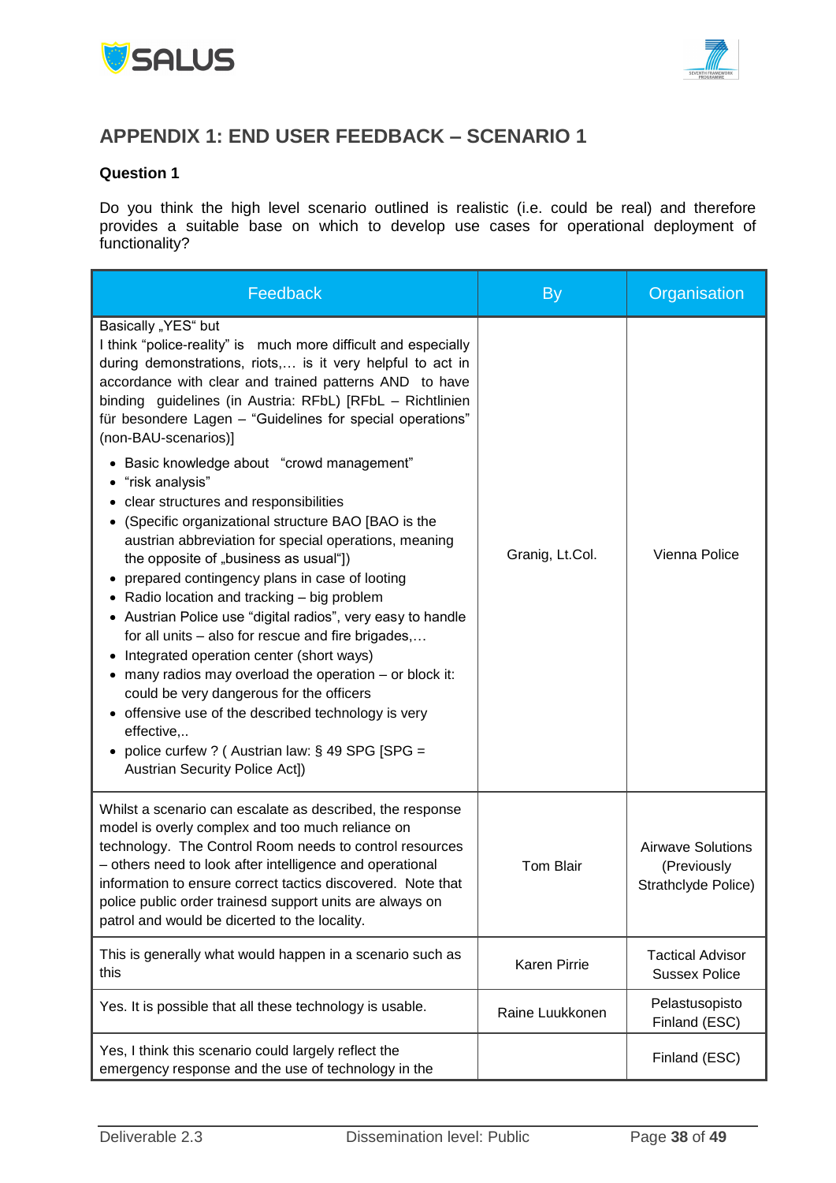# APPENDIX 1: END USER FEEDBACK – SCENARIO 1

**Question 1**

Do you think the high level scenario outlined is realistic (i.e. could be real) and therefore provides a suitable base on which to develop use cases for operational deployment of functionality?

| Feedback | By | Organisation |
|---|---|---|
| Basically „YES" but<br>I think "police-reality" is much more difficult and especially during demonstrations, riots,… is it very helpful to act in accordance with clear and trained patterns AND to have binding guidelines (in Austria: RFbL) [RFbL – Richtlinien für besondere Lagen – "Guidelines for special operations" (non-BAU-scenarios)]<br>• Basic knowledge about "crowd management"<br>• "risk analysis"<br>• clear structures and responsibilities<br>• (Specific organizational structure BAO [BAO is the austrian abbreviation for special operations, meaning the opposite of „business as usual"])<br>• prepared contingency plans in case of looting<br>• Radio location and tracking – big problem<br>• Austrian Police use "digital radios", very easy to handle for all units – also for rescue and fire brigades,…<br>• Integrated operation center (short ways)<br>• many radios may overload the operation – or block it: could be very dangerous for the officers<br>• offensive use of the described technology is very effective,..<br>• police curfew ? ( Austrian law: § 49 SPG [SPG = Austrian Security Police Act]) | Granig, Lt.Col. | Vienna Police |
| Whilst a scenario can escalate as described, the response model is overly complex and too much reliance on technology. The Control Room needs to control resources – others need to look after intelligence and operational information to ensure correct tactics discovered. Note that police public order trainesd support units are always on patrol and would be dicerted to the locality. | Tom Blair | Airwave Solutions (Previously Strathclyde Police) |
| This is generally what would happen in a scenario such as this | Karen Pirrie | Tactical Advisor Sussex Police |
| Yes. It is possible that all these technology is usable. | Raine Luukkonen | Pelastusopisto Finland (ESC) |
| Yes, I think this scenario could largely reflect the emergency response and the use of technology in the | | Finland (ESC) |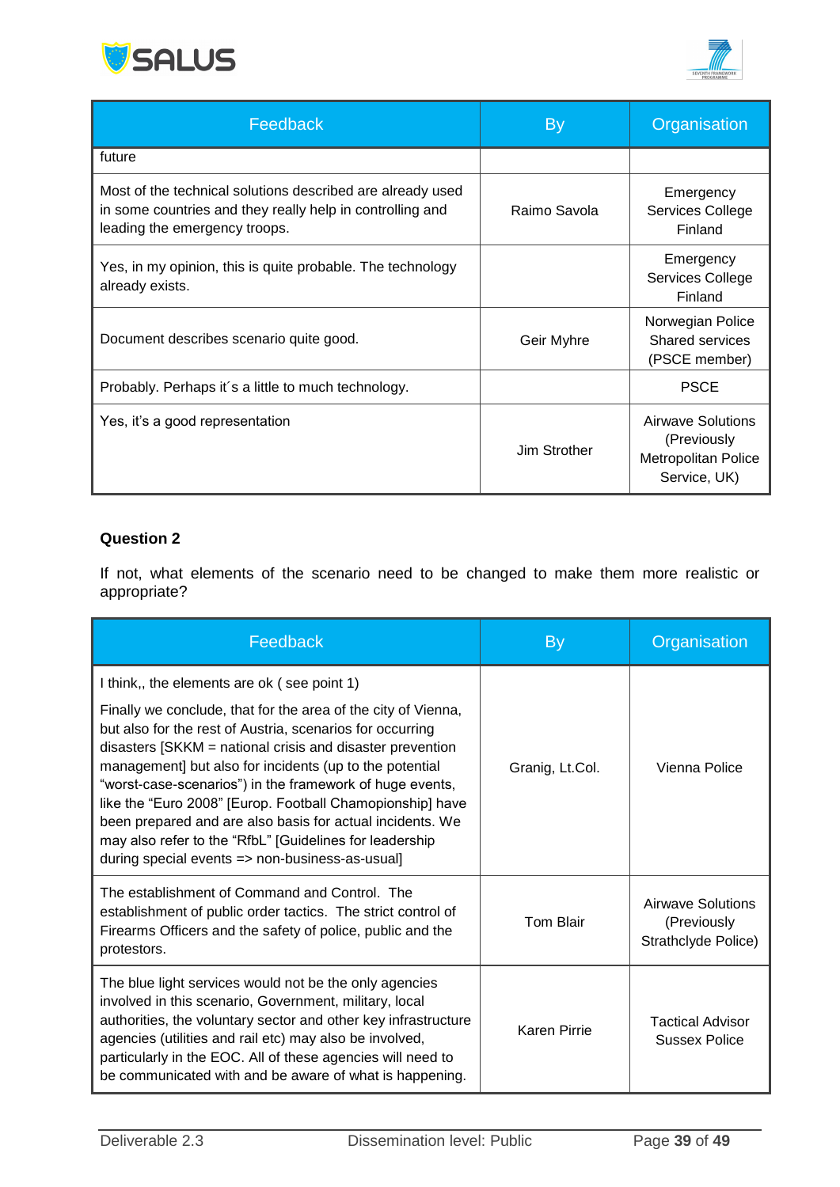| Feedback | By | Organisation |
|---|---|---|
| future | | |
| Most of the technical solutions described are already used in some countries and they really help in controlling and leading the emergency troops. | Raimo Savola | Emergency Services College Finland |
| Yes, in my opinion, this is quite probable. The technology already exists. | | Emergency Services College Finland |
| Document describes scenario quite good. | Geir Myhre | Norwegian Police Shared services (PSCE member) |
| Probably. Perhaps it´s a little to much technology. | | PSCE |
| Yes, it's a good representation | Jim Strother | Airwave Solutions (Previously Metropolitan Police Service, UK) |

**Question 2**

If not, what elements of the scenario need to be changed to make them more realistic or appropriate?

| Feedback | By | Organisation |
|---|---|---|
| I think,, the elements are ok ( see point 1)<br><br>Finally we conclude, that for the area of the city of Vienna, but also for the rest of Austria, scenarios for occurring disasters [SKKM = national crisis and disaster prevention management] but also for incidents (up to the potential "worst-case-scenarios") in the framework of huge events, like the "Euro 2008" [Europ. Football Chamopionship] have been prepared and are also basis for actual incidents. We may also refer to the "RfbL" [Guidelines for leadership during special events => non-business-as-usual] | Granig, Lt.Col. | Vienna Police |
| The establishment of Command and Control. The establishment of public order tactics. The strict control of Firearms Officers and the safety of police, public and the protestors. | Tom Blair | Airwave Solutions (Previously Strathclyde Police) |
| The blue light services would not be the only agencies involved in this scenario, Government, military, local authorities, the voluntary sector and other key infrastructure agencies (utilities and rail etc) may also be involved, particularly in the EOC. All of these agencies will need to be communicated with and be aware of what is happening. | Karen Pirrie | Tactical Advisor Sussex Police |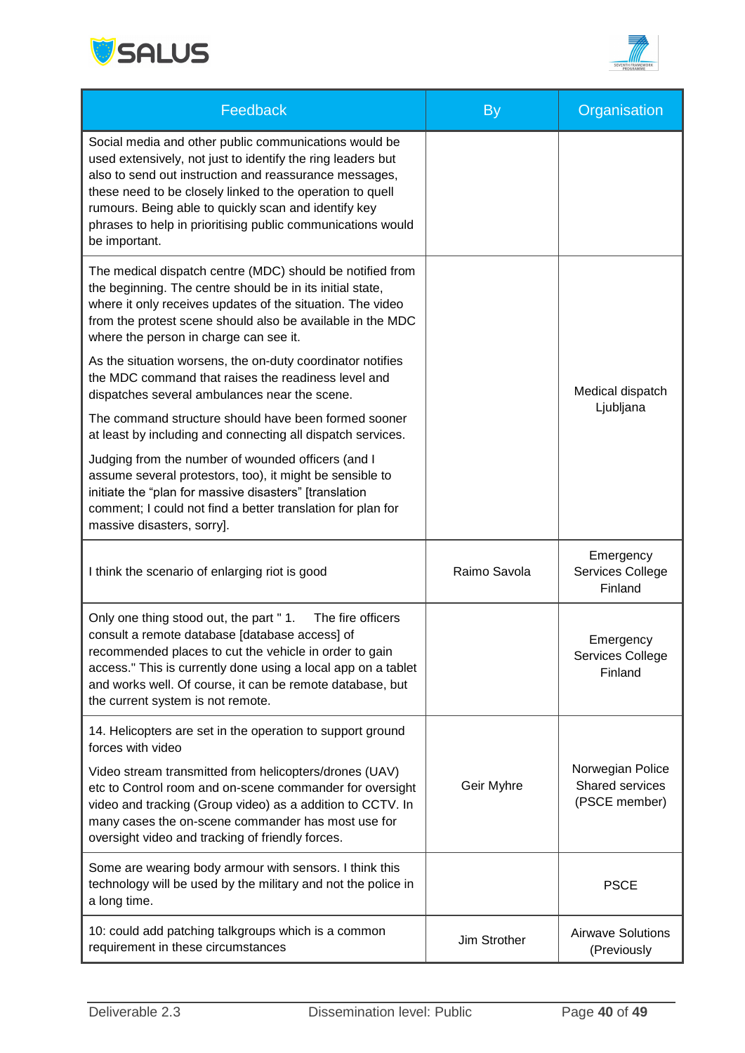| Feedback | By | Organisation |
|---|---|---|
| Social media and other public communications would be used extensively, not just to identify the ring leaders but also to send out instruction and reassurance messages, these need to be closely linked to the operation to quell rumours. Being able to quickly scan and identify key phrases to help in prioritising public communications would be important. | | |
| The medical dispatch centre (MDC) should be notified from the beginning. The centre should be in its initial state, where it only receives updates of the situation. The video from the protest scene should also be available in the MDC where the person in charge can see it.<br><br>As the situation worsens, the on-duty coordinator notifies the MDC command that raises the readiness level and dispatches several ambulances near the scene.<br><br>The command structure should have been formed sooner at least by including and connecting all dispatch services.<br><br>Judging from the number of wounded officers (and I assume several protestors, too), it might be sensible to initiate the "plan for massive disasters" [translation comment; I could not find a better translation for plan for massive disasters, sorry]. | | Medical dispatch Ljubljana |
| I think the scenario of enlarging riot is good | Raimo Savola | Emergency Services College Finland |
| Only one thing stood out, the part " 1. The fire officers consult a remote database [database access] of recommended places to cut the vehicle in order to gain access." This is currently done using a local app on a tablet and works well. Of course, it can be remote database, but the current system is not remote. | | Emergency Services College Finland |
| 14. Helicopters are set in the operation to support ground forces with video<br><br>Video stream transmitted from helicopters/drones (UAV) etc to Control room and on-scene commander for oversight video and tracking (Group video) as a addition to CCTV. In many cases the on-scene commander has most use for oversight video and tracking of friendly forces. | Geir Myhre | Norwegian Police Shared services (PSCE member) |
| Some are wearing body armour with sensors. I think this technology will be used by the military and not the police in a long time. | | PSCE |
| 10: could add patching talkgroups which is a common requirement in these circumstances | Jim Strother | Airwave Solutions (Previously |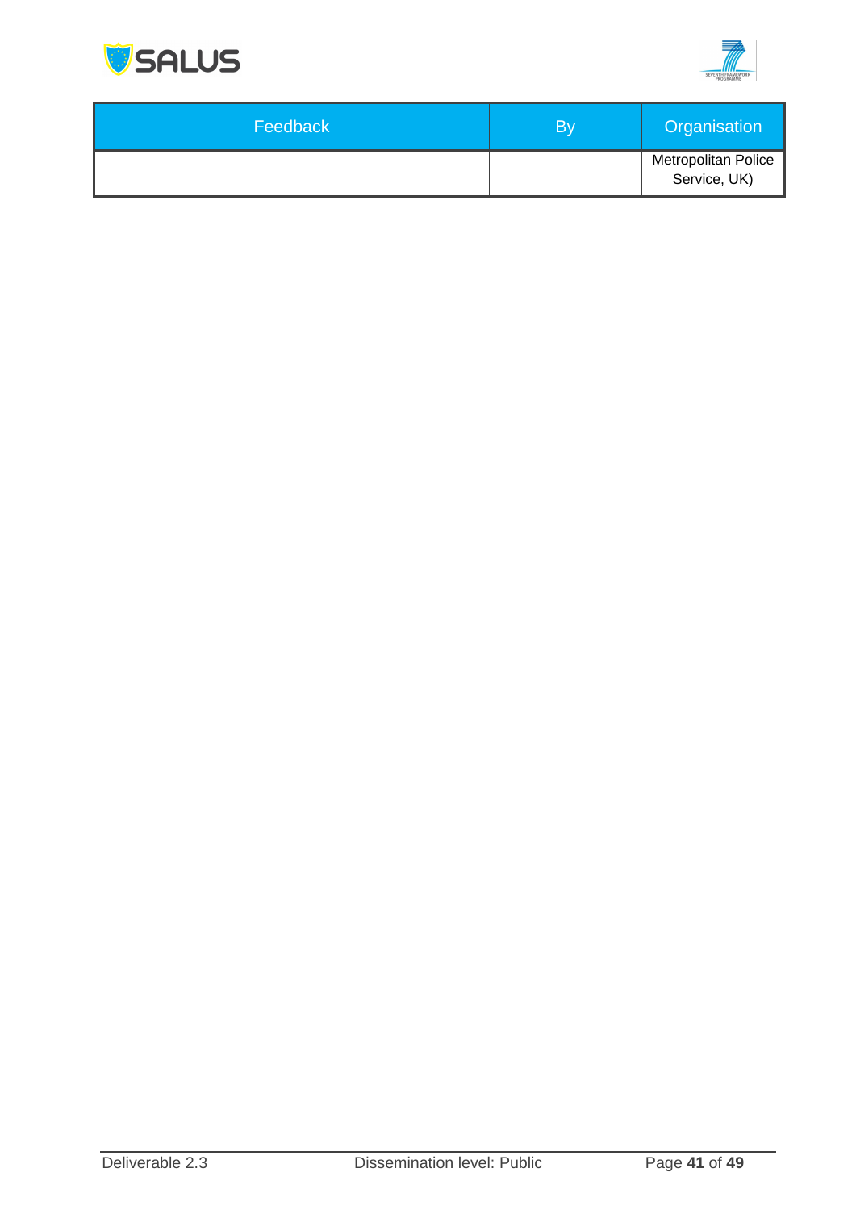| Feedback | By | Organisation |
| --- | --- | --- |
| | | Metropolitan Police Service, UK) |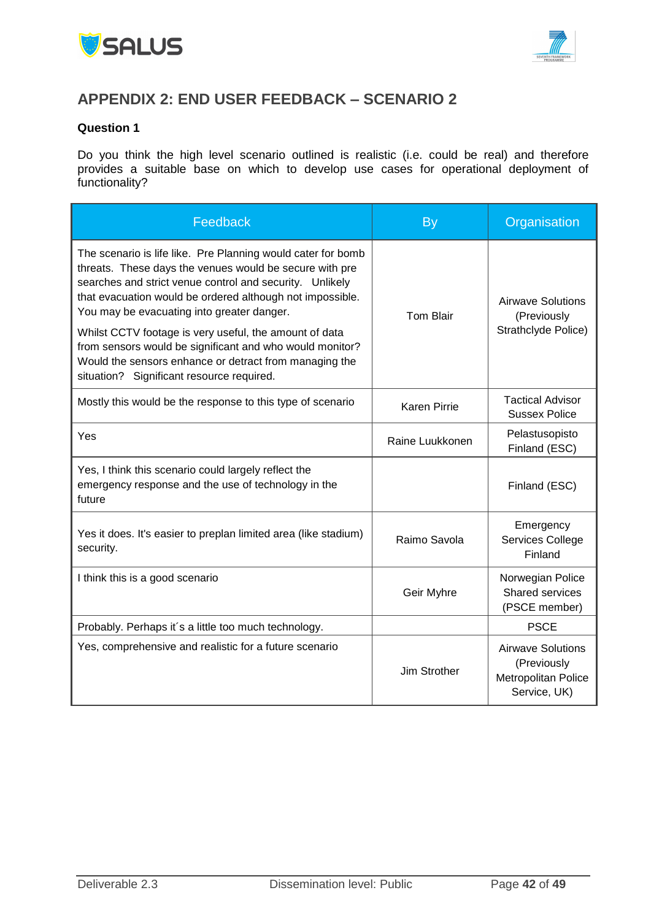# APPENDIX 2: END USER FEEDBACK – SCENARIO 2

**Question 1**

Do you think the high level scenario outlined is realistic (i.e. could be real) and therefore provides a suitable base on which to develop use cases for operational deployment of functionality?

| Feedback | By | Organisation |
|---|---|---|
| The scenario is life like. Pre Planning would cater for bomb threats. These days the venues would be secure with pre searches and strict venue control and security. Unlikely that evacuation would be ordered although not impossible. You may be evacuating into greater danger.<br><br>Whilst CCTV footage is very useful, the amount of data from sensors would be significant and who would monitor? Would the sensors enhance or detract from managing the situation? Significant resource required. | Tom Blair | Airwave Solutions (Previously Strathclyde Police) |
| Mostly this would be the response to this type of scenario | Karen Pirrie | Tactical Advisor Sussex Police |
| Yes | Raine Luukkonen | Pelastusopisto Finland (ESC) |
| Yes, I think this scenario could largely reflect the emergency response and the use of technology in the future | | Finland (ESC) |
| Yes it does. It's easier to preplan limited area (like stadium) security. | Raimo Savola | Emergency Services College Finland |
| I think this is a good scenario | Geir Myhre | Norwegian Police Shared services (PSCE member) |
| Probably. Perhaps it´s a little too much technology. | | PSCE |
| Yes, comprehensive and realistic for a future scenario | Jim Strother | Airwave Solutions (Previously Metropolitan Police Service, UK) |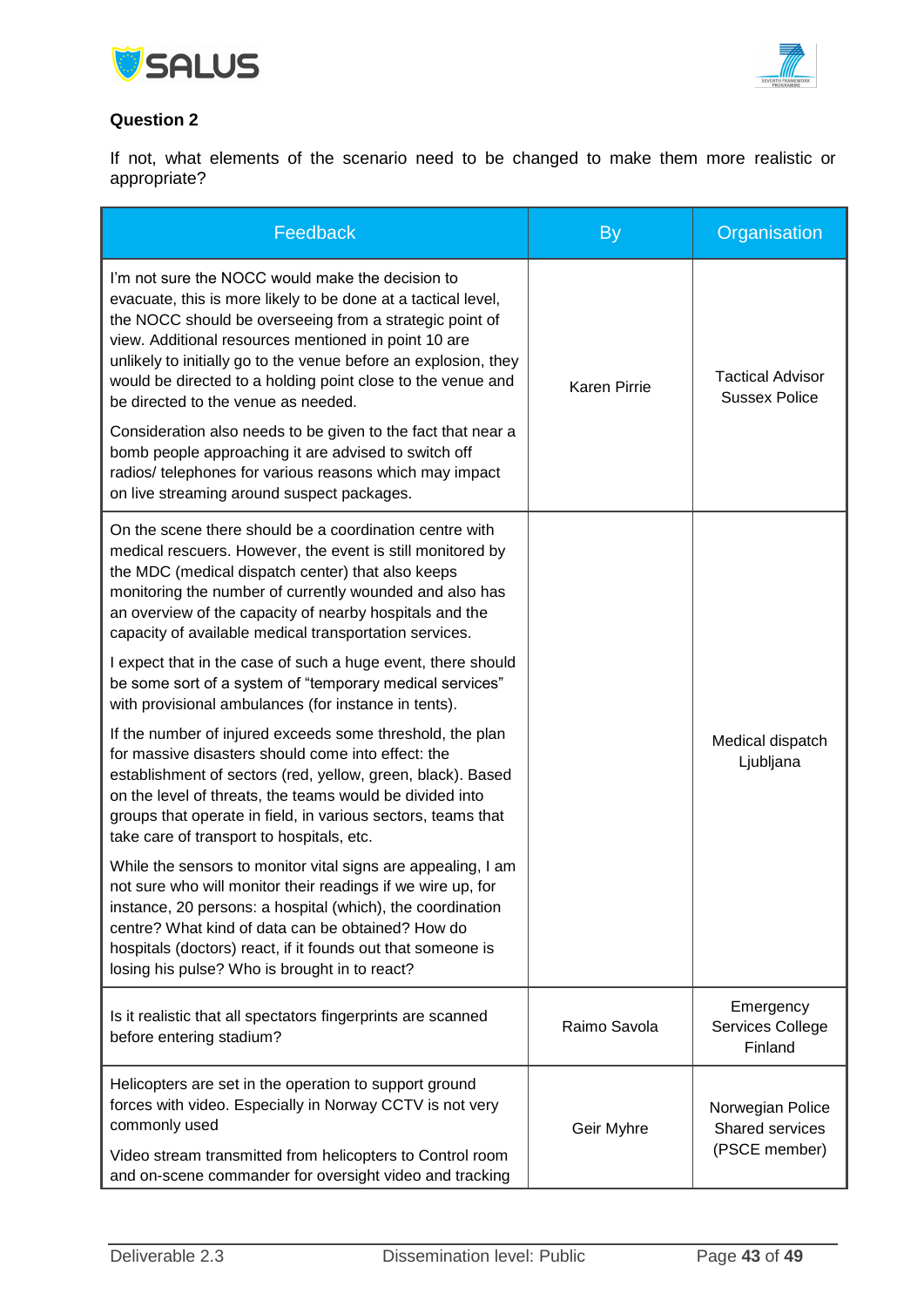**Question 2**

If not, what elements of the scenario need to be changed to make them more realistic or appropriate?

| Feedback | By | Organisation |
|---|---|---|
| I'm not sure the NOCC would make the decision to evacuate, this is more likely to be done at a tactical level, the NOCC should be overseeing from a strategic point of view. Additional resources mentioned in point 10 are unlikely to initially go to the venue before an explosion, they would be directed to a holding point close to the venue and be directed to the venue as needed.<br><br>Consideration also needs to be given to the fact that near a bomb people approaching it are advised to switch off radios/ telephones for various reasons which may impact on live streaming around suspect packages. | Karen Pirrie | Tactical Advisor Sussex Police |
| On the scene there should be a coordination centre with medical rescuers. However, the event is still monitored by the MDC (medical dispatch center) that also keeps monitoring the number of currently wounded and also has an overview of the capacity of nearby hospitals and the capacity of available medical transportation services.<br><br>I expect that in the case of such a huge event, there should be some sort of a system of "temporary medical services" with provisional ambulances (for instance in tents).<br><br>If the number of injured exceeds some threshold, the plan for massive disasters should come into effect: the establishment of sectors (red, yellow, green, black). Based on the level of threats, the teams would be divided into groups that operate in field, in various sectors, teams that take care of transport to hospitals, etc.<br><br>While the sensors to monitor vital signs are appealing, I am not sure who will monitor their readings if we wire up, for instance, 20 persons: a hospital (which), the coordination centre? What kind of data can be obtained? How do hospitals (doctors) react, if it founds out that someone is losing his pulse? Who is brought in to react? | | Medical dispatch Ljubljana |
| Is it realistic that all spectators fingerprints are scanned before entering stadium? | Raimo Savola | Emergency Services College Finland |
| Helicopters are set in the operation to support ground forces with video. Especially in Norway CCTV is not very commonly used<br><br>Video stream transmitted from helicopters to Control room and on-scene commander for oversight video and tracking | Geir Myhre | Norwegian Police Shared services (PSCE member) |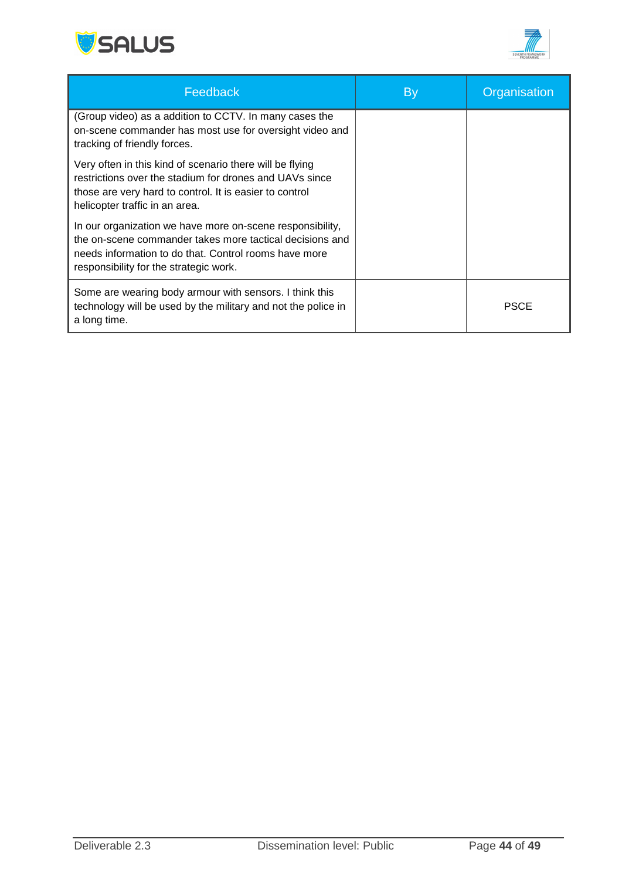| Feedback | By | Organisation |
|---|---|---|
| (Group video) as a addition to CCTV. In many cases the on-scene commander has most use for oversight video and tracking of friendly forces.<br><br>Very often in this kind of scenario there will be flying restrictions over the stadium for drones and UAVs since those are very hard to control. It is easier to control helicopter traffic in an area.<br><br>In our organization we have more on-scene responsibility, the on-scene commander takes more tactical decisions and needs information to do that. Control rooms have more responsibility for the strategic work. | | |
| Some are wearing body armour with sensors. I think this technology will be used by the military and not the police in a long time. | | PSCE |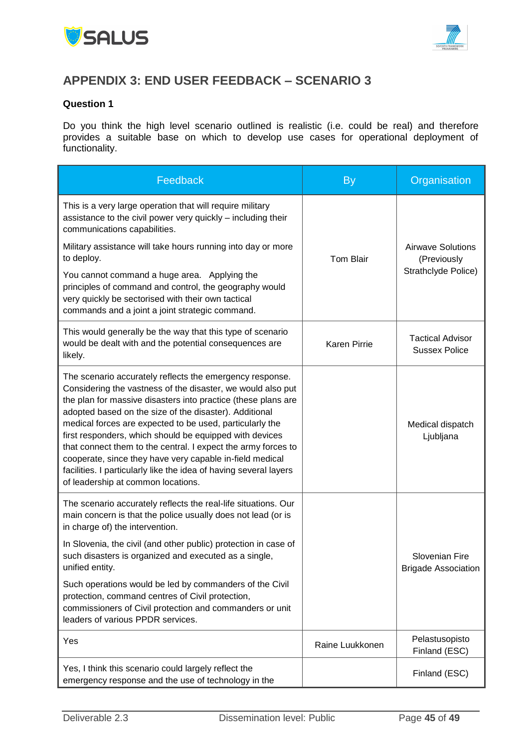## APPENDIX 3: END USER FEEDBACK – SCENARIO 3

**Question 1**

Do you think the high level scenario outlined is realistic (i.e. could be real) and therefore provides a suitable base on which to develop use cases for operational deployment of functionality.

| Feedback | By | Organisation |
|---|---|---|
| This is a very large operation that will require military assistance to the civil power very quickly – including their communications capabilities.<br><br>Military assistance will take hours running into day or more to deploy.<br><br>You cannot command a huge area. Applying the principles of command and control, the geography would very quickly be sectorised with their own tactical commands and a joint a joint strategic command. | Tom Blair | Airwave Solutions (Previously Strathclyde Police) |
| This would generally be the way that this type of scenario would be dealt with and the potential consequences are likely. | Karen Pirrie | Tactical Advisor Sussex Police |
| The scenario accurately reflects the emergency response. Considering the vastness of the disaster, we would also put the plan for massive disasters into practice (these plans are adopted based on the size of the disaster). Additional medical forces are expected to be used, particularly the first responders, which should be equipped with devices that connect them to the central. I expect the army forces to cooperate, since they have very capable in-field medical facilities. I particularly like the idea of having several layers of leadership at common locations. | | Medical dispatch Ljubljana |
| The scenario accurately reflects the real-life situations. Our main concern is that the police usually does not lead (or is in charge of) the intervention.<br><br>In Slovenia, the civil (and other public) protection in case of such disasters is organized and executed as a single, unified entity.<br><br>Such operations would be led by commanders of the Civil protection, command centres of Civil protection, commissioners of Civil protection and commanders or unit leaders of various PPDR services. | | Slovenian Fire Brigade Association |
| Yes | Raine Luukkonen | Pelastusopisto Finland (ESC) |
| Yes, I think this scenario could largely reflect the emergency response and the use of technology in the | | Finland (ESC) |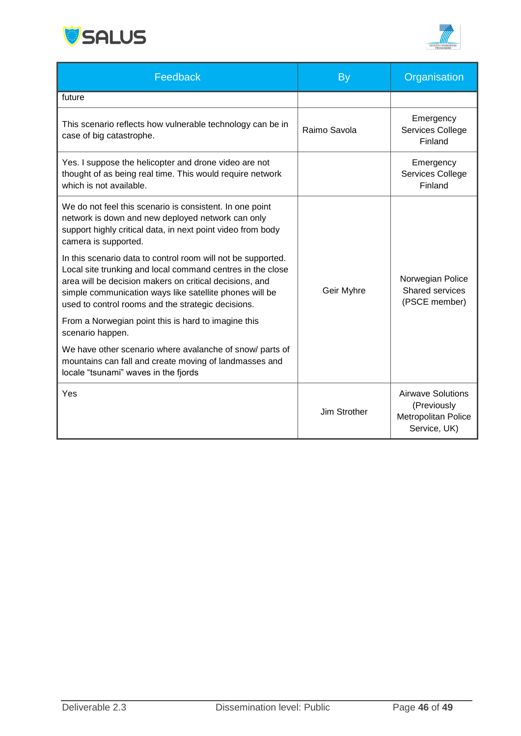| Feedback | By | Organisation |
|---|---|---|
| future | | |
| This scenario reflects how vulnerable technology can be in case of big catastrophe. | Raimo Savola | Emergency Services College Finland |
| Yes. I suppose the helicopter and drone video are not thought of as being real time. This would require network which is not available. | | Emergency Services College Finland |
| We do not feel this scenario is consistent. In one point network is down and new deployed network can only support highly critical data, in next point video from body camera is supported.<br><br>In this scenario data to control room will not be supported. Local site trunking and local command centres in the close area will be decision makers on critical decisions, and simple communication ways like satellite phones will be used to control rooms and the strategic decisions.<br><br>From a Norwegian point this is hard to imagine this scenario happen.<br><br>We have other scenario where avalanche of snow/ parts of mountains can fall and create moving of landmasses and locale "tsunami" waves in the fjords | Geir Myhre | Norwegian Police Shared services (PSCE member) |
| Yes | Jim Strother | Airwave Solutions (Previously Metropolitan Police Service, UK) |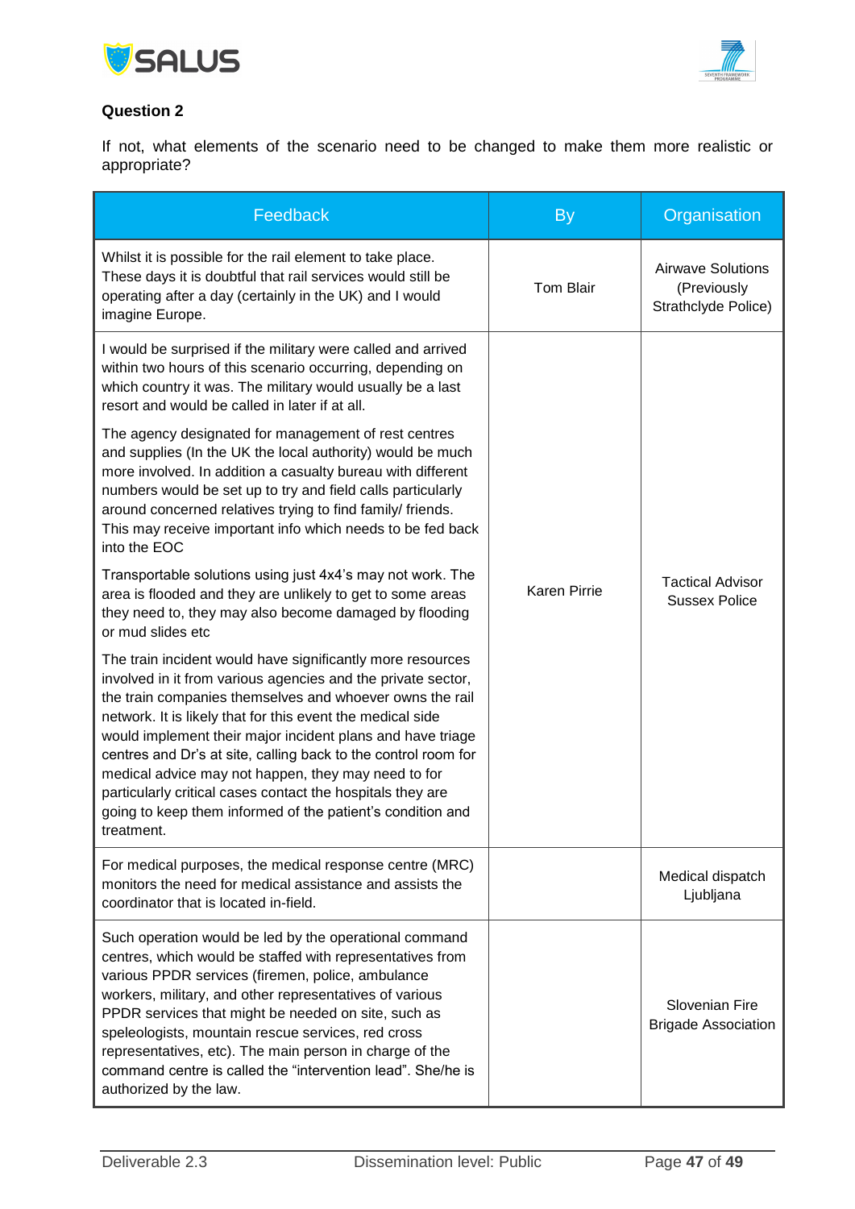**Question 2**

If not, what elements of the scenario need to be changed to make them more realistic or appropriate?

| Feedback | By | Organisation |
|---|---|---|
| Whilst it is possible for the rail element to take place. These days it is doubtful that rail services would still be operating after a day (certainly in the UK) and I would imagine Europe. | Tom Blair | Airwave Solutions (Previously Strathclyde Police) |
| I would be surprised if the military were called and arrived within two hours of this scenario occurring, depending on which country it was. The military would usually be a last resort and would be called in later if at all.<br><br>The agency designated for management of rest centres and supplies (In the UK the local authority) would be much more involved. In addition a casualty bureau with different numbers would be set up to try and field calls particularly around concerned relatives trying to find family/ friends. This may receive important info which needs to be fed back into the EOC<br><br>Transportable solutions using just 4x4's may not work. The area is flooded and they are unlikely to get to some areas they need to, they may also become damaged by flooding or mud slides etc<br><br>The train incident would have significantly more resources involved in it from various agencies and the private sector, the train companies themselves and whoever owns the rail network. It is likely that for this event the medical side would implement their major incident plans and have triage centres and Dr's at site, calling back to the control room for medical advice may not happen, they may need to for particularly critical cases contact the hospitals they are going to keep them informed of the patient's condition and treatment. | Karen Pirrie | Tactical Advisor Sussex Police |
| For medical purposes, the medical response centre (MRC) monitors the need for medical assistance and assists the coordinator that is located in-field. | | Medical dispatch Ljubljana |
| Such operation would be led by the operational command centres, which would be staffed with representatives from various PPDR services (firemen, police, ambulance workers, military, and other representatives of various PPDR services that might be needed on site, such as speleologists, mountain rescue services, red cross representatives, etc). The main person in charge of the command centre is called the "intervention lead". She/he is authorized by the law. | | Slovenian Fire Brigade Association |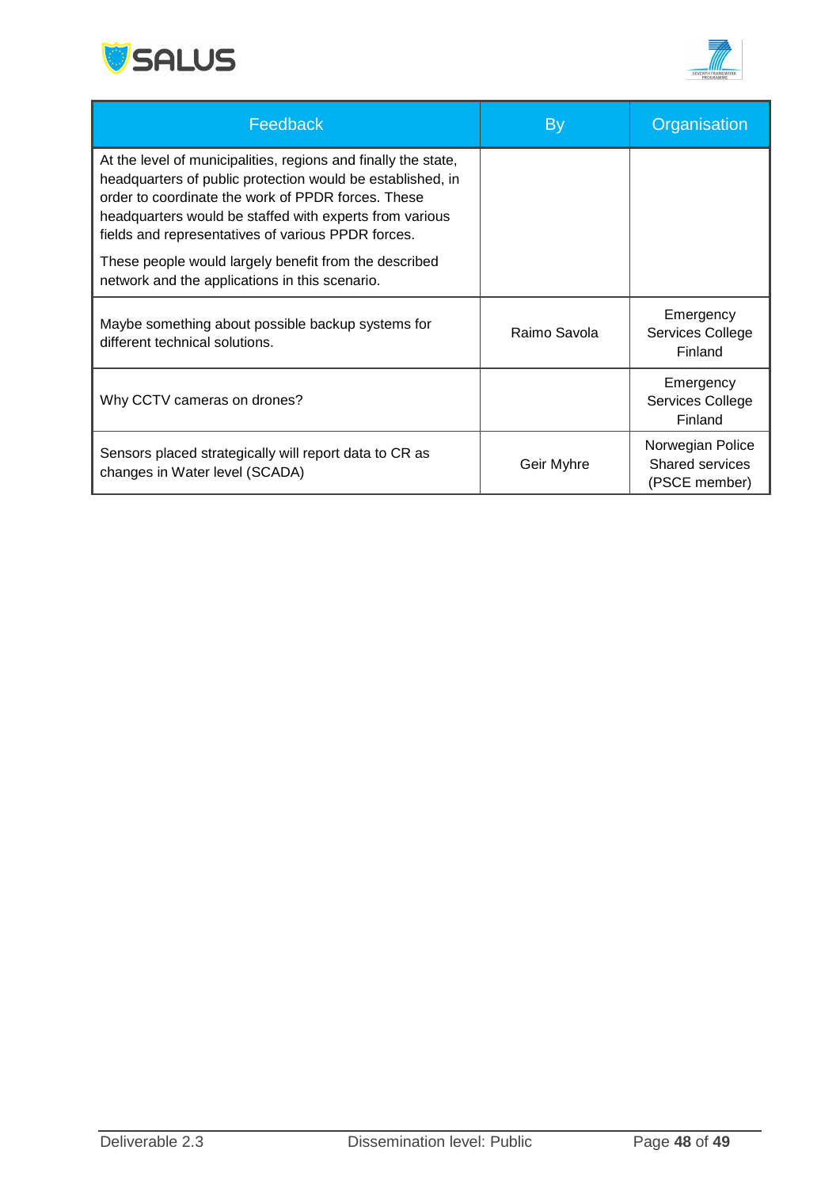| Feedback | By | Organisation |
|---|---|---|
| At the level of municipalities, regions and finally the state, headquarters of public protection would be established, in order to coordinate the work of PPDR forces. These headquarters would be staffed with experts from various fields and representatives of various PPDR forces.<br><br>These people would largely benefit from the described network and the applications in this scenario. | | |
| Maybe something about possible backup systems for different technical solutions. | Raimo Savola | Emergency Services College Finland |
| Why CCTV cameras on drones? | | Emergency Services College Finland |
| Sensors placed strategically will report data to CR as changes in Water level (SCADA) | Geir Myhre | Norwegian Police Shared services (PSCE member) |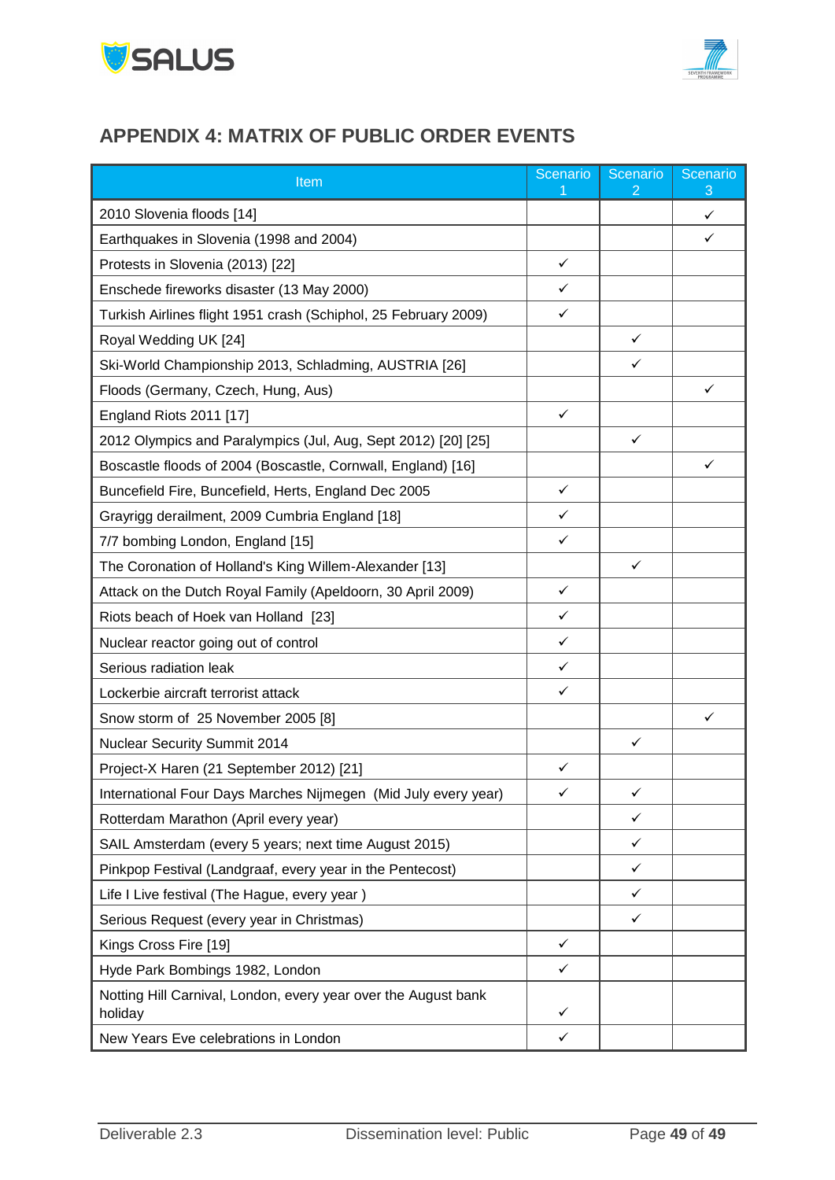## APPENDIX 4: MATRIX OF PUBLIC ORDER EVENTS

| Item | Scenario 1 | Scenario 2 | Scenario 3 |
|---|---|---|---|
| 2010 Slovenia floods [14] | | | ✓ |
| Earthquakes in Slovenia (1998 and 2004) | | | ✓ |
| Protests in Slovenia (2013) [22] | ✓ | | |
| Enschede fireworks disaster (13 May 2000) | ✓ | | |
| Turkish Airlines flight 1951 crash (Schiphol, 25 February 2009) | ✓ | | |
| Royal Wedding UK [24] | | ✓ | |
| Ski-World Championship 2013, Schladming, AUSTRIA [26] | | ✓ | |
| Floods (Germany, Czech, Hung, Aus) | | | ✓ |
| England Riots 2011 [17] | ✓ | | |
| 2012 Olympics and Paralympics (Jul, Aug, Sept 2012) [20] [25] | | ✓ | |
| Boscastle floods of 2004 (Boscastle, Cornwall, England) [16] | | | ✓ |
| Buncefield Fire, Buncefield, Herts, England Dec 2005 | ✓ | | |
| Grayrigg derailment, 2009 Cumbria England [18] | ✓ | | |
| 7/7 bombing London, England [15] | ✓ | | |
| The Coronation of Holland's King Willem-Alexander [13] | | ✓ | |
| Attack on the Dutch Royal Family (Apeldoorn, 30 April 2009) | ✓ | | |
| Riots beach of Hoek van Holland [23] | ✓ | | |
| Nuclear reactor going out of control | ✓ | | |
| Serious radiation leak | ✓ | | |
| Lockerbie aircraft terrorist attack | ✓ | | |
| Snow storm of 25 November 2005 [8] | | | ✓ |
| Nuclear Security Summit 2014 | | ✓ | |
| Project-X Haren (21 September 2012) [21] | ✓ | | |
| International Four Days Marches Nijmegen (Mid July every year) | ✓ | ✓ | |
| Rotterdam Marathon (April every year) | | ✓ | |
| SAIL Amsterdam (every 5 years; next time August 2015) | | ✓ | |
| Pinkpop Festival (Landgraaf, every year in the Pentecost) | | ✓ | |
| Life I Live festival (The Hague, every year ) | | ✓ | |
| Serious Request (every year in Christmas) | | ✓ | |
| Kings Cross Fire [19] | ✓ | | |
| Hyde Park Bombings 1982, London | ✓ | | |
| Notting Hill Carnival, London, every year over the August bank holiday | ✓ | | |
| New Years Eve celebrations in London | ✓ | | |